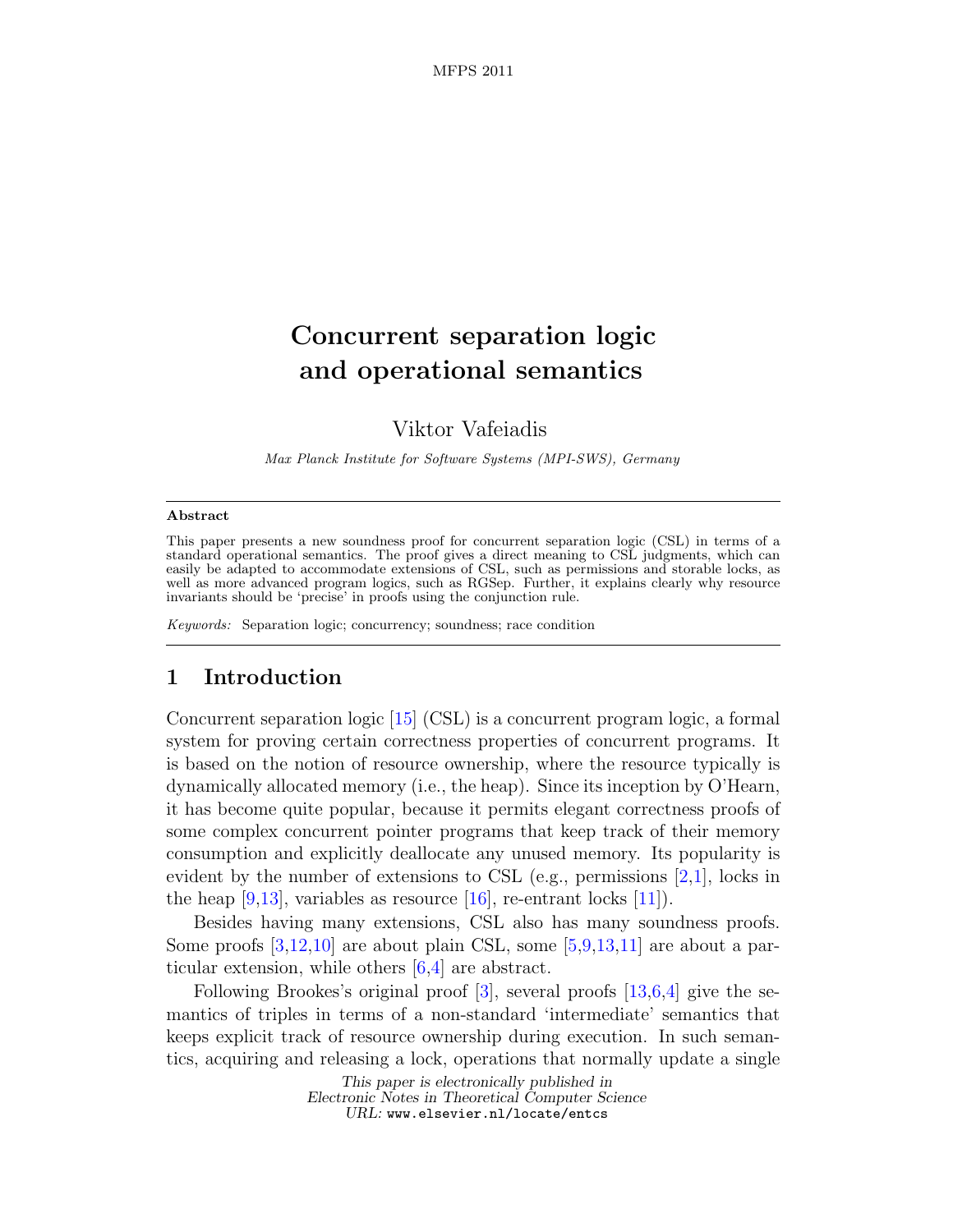# Concurrent separation logic and operational semantics

Viktor Vafeiadis

*Max Planck Institute for Software Systems (MPI-SWS), Germany*

**Abstract**

This paper presents a new soundness proof for concurrent separation logic (CSL) in terms of a standard operational semantics. The proof gives a direct meaning to CSL judgments, which can easily be adapted to accommodate extensions of CSL, such as permissions and storable locks, as well as more advanced program logics, such as RGSep. Further, it explains clearly why resource invariants should be 'precise' in proofs using the conjunction rule.

*Keywords:* Separation logic; concurrency; soundness; race condition

## 1 Introduction

Concurrent separation logic [15] (CSL) is a concurrent program logic, a formal system for proving certain correctness properties of concurrent programs. It is based on the notion of resource ownership, where the resource typically is dynamically allocated memory (i.e., the heap). Since its inception by O'Hearn, it has become quite popular, because it permits elegant correctness proofs of some complex concurrent pointer programs that keep track of their memory consumption and explicitly deallocate any unused memory. Its popularity is evident by the number of extensions to CSL (e.g., permissions [2,1], locks in the heap [9,13], variables as resource [16], re-entrant locks [11]).

Besides having many extensions, CSL also has many soundness proofs. Some proofs [3,12,10] are about plain CSL, some [5,9,13,11] are about a particular extension, while others [6,4] are abstract.

Following Brookes's original proof [3], several proofs [13,6,4] give the semantics of triples in terms of a non-standard 'intermediate' semantics that keeps explicit track of resource ownership during execution. In such semantics, acquiring and releasing a lock, operations that normally update a single

This paper is electronically published in
Electronic Notes in Theoretical Computer Science
URL: www.elsevier.nl/locate/entcs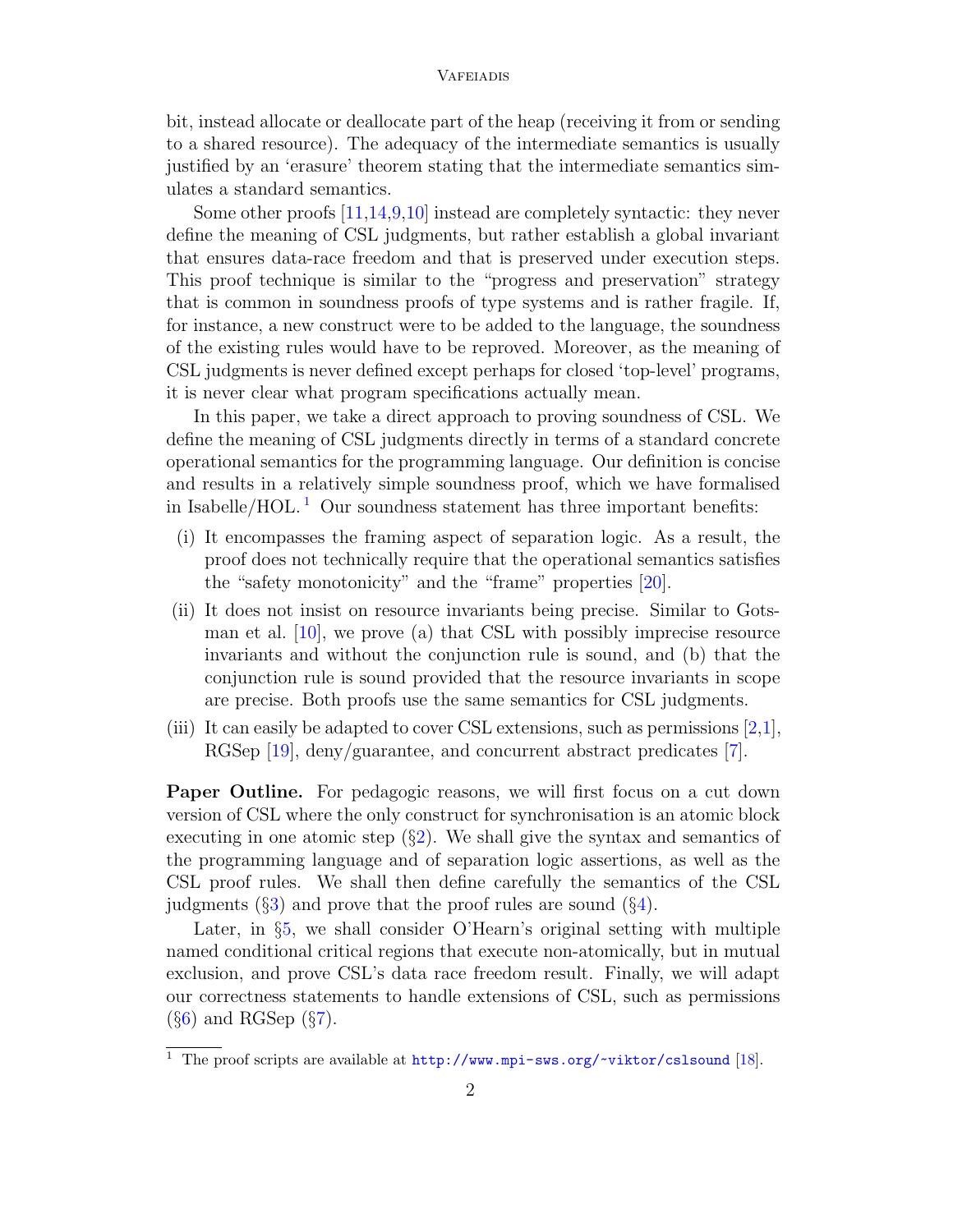bit, instead allocate or deallocate part of the heap (receiving it from or sending to a shared resource). The adequacy of the intermediate semantics is usually justified by an 'erasure' theorem stating that the intermediate semantics simulates a standard semantics.

Some other proofs [11,14,9,10] instead are completely syntactic: they never define the meaning of CSL judgments, but rather establish a global invariant that ensures data-race freedom and that is preserved under execution steps. This proof technique is similar to the "progress and preservation" strategy that is common in soundness proofs of type systems and is rather fragile. If, for instance, a new construct were to be added to the language, the soundness of the existing rules would have to be reproved. Moreover, as the meaning of CSL judgments is never defined except perhaps for closed 'top-level' programs, it is never clear what program specifications actually mean.

In this paper, we take a direct approach to proving soundness of CSL. We define the meaning of CSL judgments directly in terms of a standard concrete operational semantics for the programming language. Our definition is concise and results in a relatively simple soundness proof, which we have formalised in Isabelle/HOL. [1] Our soundness statement has three important benefits:

(i) It encompasses the framing aspect of separation logic. As a result, the proof does not technically require that the operational semantics satisfies the "safety monotonicity" and the "frame" properties [20].

(ii) It does not insist on resource invariants being precise. Similar to Gotsman et al. [10], we prove (a) that CSL with possibly imprecise resource invariants and without the conjunction rule is sound, and (b) that the conjunction rule is sound provided that the resource invariants in scope are precise. Both proofs use the same semantics for CSL judgments.

(iii) It can easily be adapted to cover CSL extensions, such as permissions [2,1], RGSep [19], deny/guarantee, and concurrent abstract predicates [7].

**Paper Outline.** For pedagogic reasons, we will first focus on a cut down version of CSL where the only construct for synchronisation is an atomic block executing in one atomic step (§2). We shall give the syntax and semantics of the programming language and of separation logic assertions, as well as the CSL proof rules. We shall then define carefully the semantics of the CSL judgments (§3) and prove that the proof rules are sound (§4).

Later, in §5, we shall consider O'Hearn's original setting with multiple named conditional critical regions that execute non-atomically, but in mutual exclusion, and prove CSL's data race freedom result. Finally, we will adapt our correctness statements to handle extensions of CSL, such as permissions (§6) and RGSep (§7).

[1] The proof scripts are available at `http://www.mpi-sws.org/~viktor/cslsound` [18].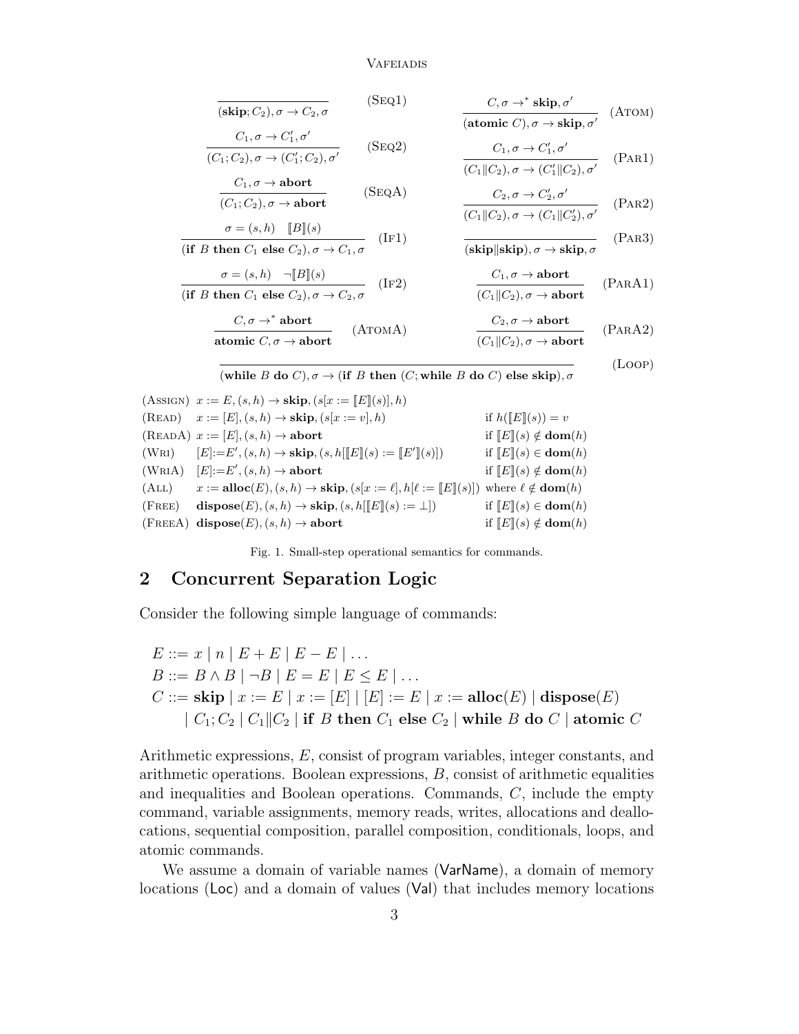$$\frac{}{(\mathbf{skip}; C_2), \sigma \to C_2, \sigma} \quad \text{(Seq1)}$$

$$\frac{C_1, \sigma \to C_1', \sigma'}{(C_1; C_2), \sigma \to (C_1'; C_2), \sigma'} \quad \text{(Seq2)}$$

$$\frac{C_1, \sigma \to \mathbf{abort}}{(C_1; C_2), \sigma \to \mathbf{abort}} \quad \text{(SeqA)}$$

$$\frac{\sigma = (s,h) \quad [\![B]\!](s)}{(\mathbf{if}\ B\ \mathbf{then}\ C_1\ \mathbf{else}\ C_2), \sigma \to C_1, \sigma} \quad \text{(If1)}$$

$$\frac{\sigma = (s,h) \quad \neg[\![B]\!](s)}{(\mathbf{if}\ B\ \mathbf{then}\ C_1\ \mathbf{else}\ C_2), \sigma \to C_2, \sigma} \quad \text{(If2)}$$

$$\frac{C, \sigma \to^* \mathbf{abort}}{\mathbf{atomic}\ C, \sigma \to \mathbf{abort}} \quad \text{(AtomA)}$$

$$\frac{C, \sigma \to^* \mathbf{skip}, \sigma'}{(\mathbf{atomic}\ C), \sigma \to \mathbf{skip}, \sigma'} \quad \text{(Atom)}$$

$$\frac{C_1, \sigma \to C_1', \sigma'}{(C_1 \| C_2), \sigma \to (C_1' \| C_2), \sigma'} \quad \text{(Par1)}$$

$$\frac{C_2, \sigma \to C_2', \sigma'}{(C_1 \| C_2), \sigma \to (C_1 \| C_2'), \sigma'} \quad \text{(Par2)}$$

$$\frac{}{(\mathbf{skip} \| \mathbf{skip}), \sigma \to \mathbf{skip}, \sigma} \quad \text{(Par3)}$$

$$\frac{C_1, \sigma \to \mathbf{abort}}{(C_1 \| C_2), \sigma \to \mathbf{abort}} \quad \text{(ParA1)}$$

$$\frac{C_2, \sigma \to \mathbf{abort}}{(C_1 \| C_2), \sigma \to \mathbf{abort}} \quad \text{(ParA2)}$$

$$\frac{}{(\mathbf{while}\ B\ \mathbf{do}\ C), \sigma \to (\mathbf{if}\ B\ \mathbf{then}\ (C; \mathbf{while}\ B\ \mathbf{do}\ C)\ \mathbf{else}\ \mathbf{skip}), \sigma} \quad \text{(Loop)}$$

| | | |
|---|---|---|
| (Assign) | $x := E, (s,h) \to \mathbf{skip}, (s[x := [\![E]\!](s)], h)$ | |
| (Read) | $x := [E], (s,h) \to \mathbf{skip}, (s[x := v], h)$ | if $h([\![E]\!](s)) = v$ |
| (ReadA) | $x := [E], (s,h) \to \mathbf{abort}$ | if $[\![E]\!](s) \notin \mathbf{dom}(h)$ |
| (Wri) | $[E]{:=}E', (s,h) \to \mathbf{skip}, (s, h[[\![E]\!](s) := [\![E']\!](s)])$ | if $[\![E]\!](s) \in \mathbf{dom}(h)$ |
| (WriA) | $[E]{:=}E', (s,h) \to \mathbf{abort}$ | if $[\![E]\!](s) \notin \mathbf{dom}(h)$ |
| (All) | $x := \mathbf{alloc}(E), (s,h) \to \mathbf{skip}, (s[x := \ell], h[\ell := [\![E]\!](s)])$ | where $\ell \notin \mathbf{dom}(h)$ |
| (Free) | $\mathbf{dispose}(E), (s,h) \to \mathbf{skip}, (s, h[[\![E]\!](s) := \bot])$ | if $[\![E]\!](s) \in \mathbf{dom}(h)$ |
| (FreeA) | $\mathbf{dispose}(E), (s,h) \to \mathbf{abort}$ | if $[\![E]\!](s) \notin \mathbf{dom}(h)$ |

Fig. 1. Small-step operational semantics for commands.

## 2 Concurrent Separation Logic

Consider the following simple language of commands:

$$
\begin{aligned}
E &::= x \mid n \mid E + E \mid E - E \mid \ldots \\
B &::= B \wedge B \mid \neg B \mid E = E \mid E \leq E \mid \ldots \\
C &::= \mathbf{skip} \mid x := E \mid x := [E] \mid [E] := E \mid x := \mathbf{alloc}(E) \mid \mathbf{dispose}(E) \\
&\quad \mid C_1; C_2 \mid C_1 \| C_2 \mid \mathbf{if}\ B\ \mathbf{then}\ C_1\ \mathbf{else}\ C_2 \mid \mathbf{while}\ B\ \mathbf{do}\ C \mid \mathbf{atomic}\ C
\end{aligned}
$$

Arithmetic expressions, $E$, consist of program variables, integer constants, and arithmetic operations. Boolean expressions, $B$, consist of arithmetic equalities and inequalities and Boolean operations. Commands, $C$, include the empty command, variable assignments, memory reads, writes, allocations and deallocations, sequential composition, parallel composition, conditionals, loops, and atomic commands.

We assume a domain of variable names (VarName), a domain of memory locations (Loc) and a domain of values (Val) that includes memory locations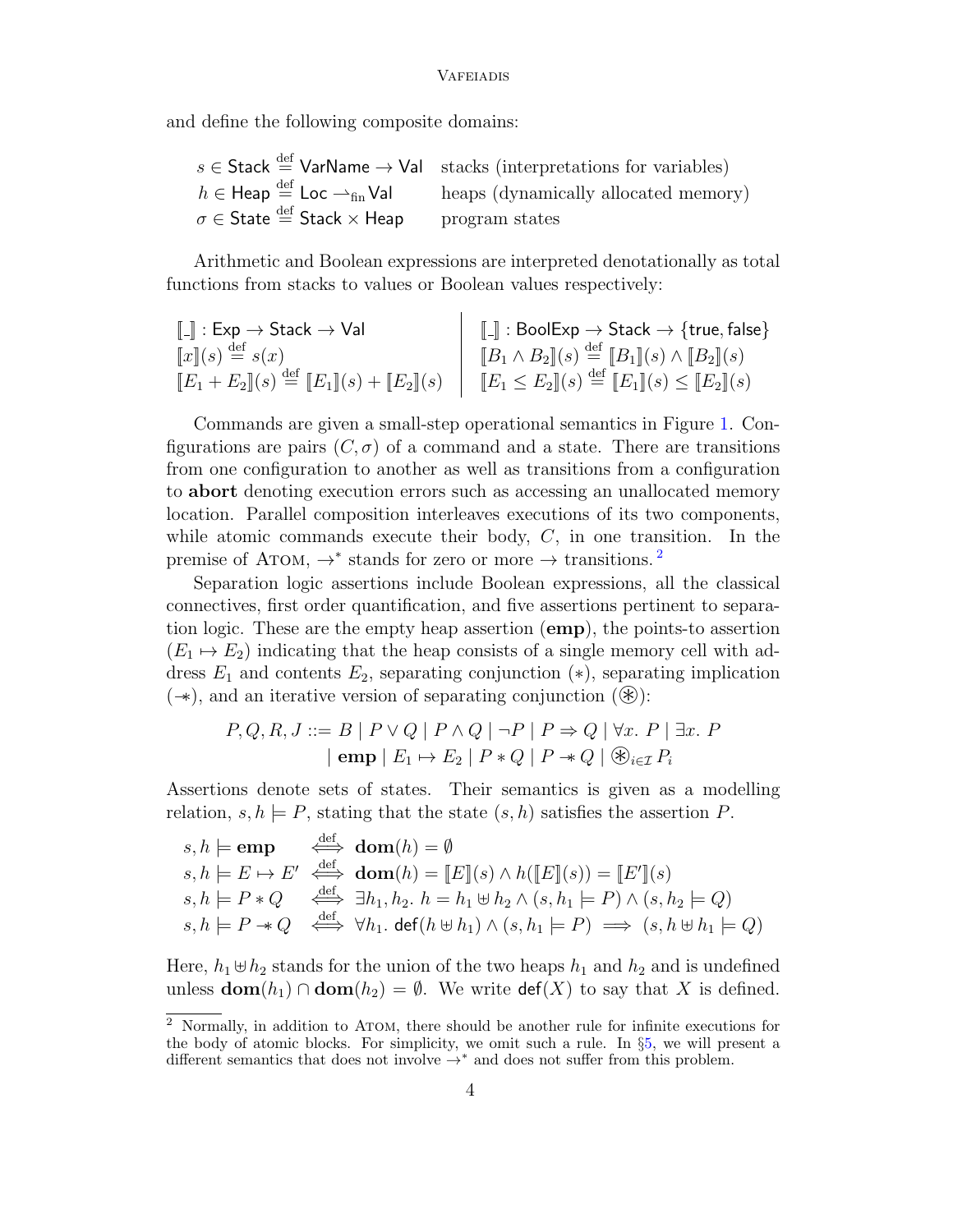and define the following composite domains:

$$
\begin{array}{ll}
s \in \mathsf{Stack} \stackrel{\text{def}}{=} \mathsf{VarName} \to \mathsf{Val} & \text{stacks (interpretations for variables)} \\
h \in \mathsf{Heap} \stackrel{\text{def}}{=} \mathsf{Loc} \rightharpoonup_{\text{fin}} \mathsf{Val} & \text{heaps (dynamically allocated memory)} \\
\sigma \in \mathsf{State} \stackrel{\text{def}}{=} \mathsf{Stack} \times \mathsf{Heap} & \text{program states}
\end{array}
$$

Arithmetic and Boolean expressions are interpreted denotationally as total functions from stacks to values or Boolean values respectively:

$$
\begin{array}{l|l}
[\![\_]\!] : \mathsf{Exp} \to \mathsf{Stack} \to \mathsf{Val} & [\![\_]\!] : \mathsf{BoolExp} \to \mathsf{Stack} \to \{\mathsf{true}, \mathsf{false}\} \\
[\![x]\!](s) \stackrel{\text{def}}{=} s(x) & [\![B_1 \wedge B_2]\!](s) \stackrel{\text{def}}{=} [\![B_1]\!](s) \wedge [\![B_2]\!](s) \\
[\![E_1 + E_2]\!](s) \stackrel{\text{def}}{=} [\![E_1]\!](s) + [\![E_2]\!](s) & [\![E_1 \leq E_2]\!](s) \stackrel{\text{def}}{=} [\![E_1]\!](s) \leq [\![E_2]\!](s)
\end{array}
$$

Commands are given a small-step operational semantics in Figure 1. Configurations are pairs $(C, \sigma)$ of a command and a state. There are transitions from one configuration to another as well as transitions from a configuration to **abort** denoting execution errors such as accessing an unallocated memory location. Parallel composition interleaves executions of its two components, while atomic commands execute their body, $C$, in one transition. In the premise of Atom, $\to^*$ stands for zero or more $\to$ transitions.[2]

Separation logic assertions include Boolean expressions, all the classical connectives, first order quantification, and five assertions pertinent to separation logic. These are the empty heap assertion (**emp**), the points-to assertion ($E_1 \mapsto E_2$) indicating that the heap consists of a single memory cell with address $E_1$ and contents $E_2$, separating conjunction ($*$), separating implication ($-\!\!*$), and an iterative version of separating conjunction ($\circledast$):

$$
\begin{array}{rl}
P, Q, R, J ::= & B \mid P \vee Q \mid P \wedge Q \mid \neg P \mid P \Rightarrow Q \mid \forall x.\ P \mid \exists x.\ P \\
& \mid \mathbf{emp} \mid E_1 \mapsto E_2 \mid P * Q \mid P -\!\!* Q \mid \circledast_{i \in \mathcal{I}} P_i
\end{array}
$$

Assertions denote sets of states. Their semantics is given as a modelling relation, $s, h \models P$, stating that the state $(s, h)$ satisfies the assertion $P$.

$$
\begin{array}{lcl}
s, h \models \mathbf{emp} & \stackrel{\text{def}}{\iff} & \mathbf{dom}(h) = \emptyset \\
s, h \models E \mapsto E' & \stackrel{\text{def}}{\iff} & \mathbf{dom}(h) = [\![E]\!](s) \wedge h([\![E]\!](s)) = [\![E']\!](s) \\
s, h \models P * Q & \stackrel{\text{def}}{\iff} & \exists h_1, h_2.\ h = h_1 \uplus h_2 \wedge (s, h_1 \models P) \wedge (s, h_2 \models Q) \\
s, h \models P -\!\!* Q & \stackrel{\text{def}}{\iff} & \forall h_1.\ \mathsf{def}(h \uplus h_1) \wedge (s, h_1 \models P) \implies (s, h \uplus h_1 \models Q)
\end{array}
$$

Here, $h_1 \uplus h_2$ stands for the union of the two heaps $h_1$ and $h_2$ and is undefined unless $\mathbf{dom}(h_1) \cap \mathbf{dom}(h_2) = \emptyset$. We write $\mathsf{def}(X)$ to say that $X$ is defined.

[2] Normally, in addition to Atom, there should be another rule for infinite executions for the body of atomic blocks. For simplicity, we omit such a rule. In §5, we will present a different semantics that does not involve $\to^*$ and does not suffer from this problem.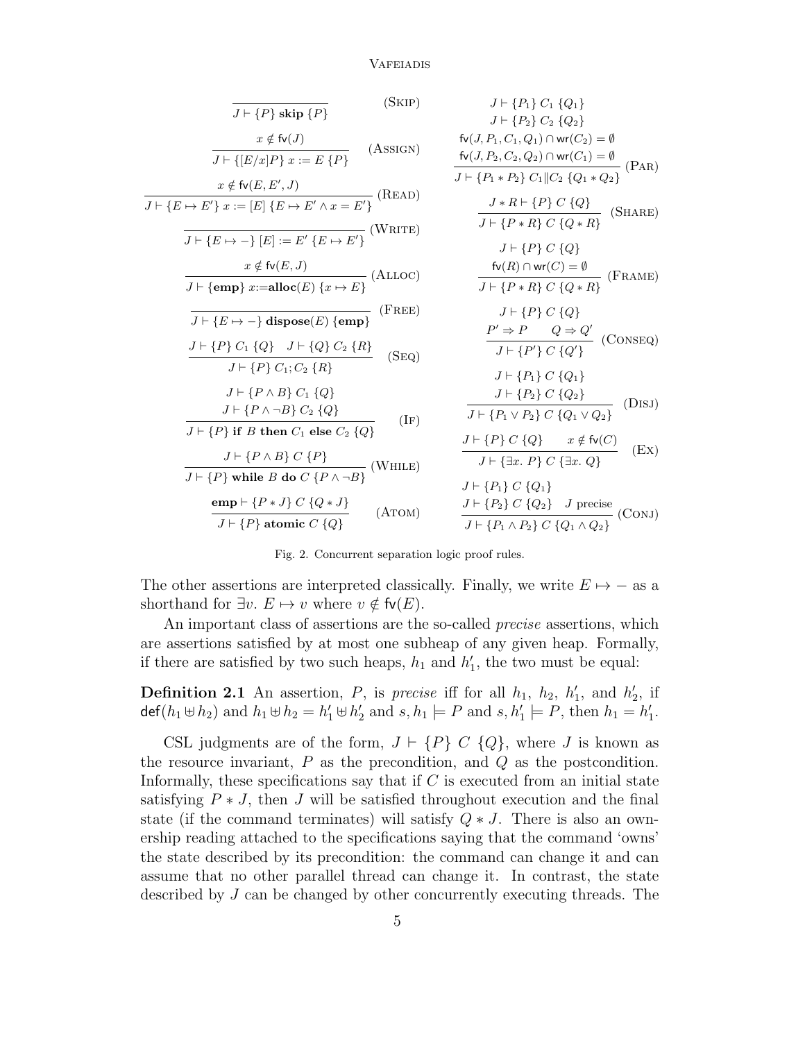$$\frac{}{J \vdash \{P\}\ \mathbf{skip}\ \{P\}}\ (\textsc{Skip})$$

$$\frac{x \notin \mathsf{fv}(J)}{J \vdash \{[E/x]P\}\ x := E\ \{P\}}\ (\textsc{Assign})$$

$$\frac{x \notin \mathsf{fv}(E, E', J)}{J \vdash \{E \mapsto E'\}\ x := [E]\ \{E \mapsto E' \wedge x = E'\}}\ (\textsc{Read})$$

$$\frac{}{J \vdash \{E \mapsto -\}\ [E] := E'\ \{E \mapsto E'\}}\ (\textsc{Write})$$

$$\frac{x \notin \mathsf{fv}(E, J)}{J \vdash \{\mathbf{emp}\}\ x{:=}\mathbf{alloc}(E)\ \{x \mapsto E\}}\ (\textsc{Alloc})$$

$$\frac{}{J \vdash \{E \mapsto -\}\ \mathbf{dispose}(E)\ \{\mathbf{emp}\}}\ (\textsc{Free})$$

$$\frac{J \vdash \{P\}\ C_1\ \{Q\} \quad J \vdash \{Q\}\ C_2\ \{R\}}{J \vdash \{P\}\ C_1; C_2\ \{R\}}\ (\textsc{Seq})$$

$$\frac{J \vdash \{P \wedge B\}\ C_1\ \{Q\} \quad J \vdash \{P \wedge \neg B\}\ C_2\ \{Q\}}{J \vdash \{P\}\ \mathbf{if}\ B\ \mathbf{then}\ C_1\ \mathbf{else}\ C_2\ \{Q\}}\ (\textsc{If})$$

$$\frac{J \vdash \{P \wedge B\}\ C\ \{P\}}{J \vdash \{P\}\ \mathbf{while}\ B\ \mathbf{do}\ C\ \{P \wedge \neg B\}}\ (\textsc{While})$$

$$\frac{\mathbf{emp} \vdash \{P * J\}\ C\ \{Q * J\}}{J \vdash \{P\}\ \mathbf{atomic}\ C\ \{Q\}}\ (\textsc{Atom})$$

$$\frac{\begin{array}{c} J \vdash \{P_1\}\ C_1\ \{Q_1\} \\ J \vdash \{P_2\}\ C_2\ \{Q_2\} \\ \mathsf{fv}(J, P_1, C_1, Q_1) \cap \mathsf{wr}(C_2) = \emptyset \\ \mathsf{fv}(J, P_2, C_2, Q_2) \cap \mathsf{wr}(C_1) = \emptyset \end{array}}{J \vdash \{P_1 * P_2\}\ C_1 \| C_2\ \{Q_1 * Q_2\}}\ (\textsc{Par})$$

$$\frac{J * R \vdash \{P\}\ C\ \{Q\}}{J \vdash \{P * R\}\ C\ \{Q * R\}}\ (\textsc{Share})$$

$$\frac{J \vdash \{P\}\ C\ \{Q\} \quad \mathsf{fv}(R) \cap \mathsf{wr}(C) = \emptyset}{J \vdash \{P * R\}\ C\ \{Q * R\}}\ (\textsc{Frame})$$

$$\frac{J \vdash \{P\}\ C\ \{Q\} \quad P' \Rightarrow P \quad Q \Rightarrow Q'}{J \vdash \{P'\}\ C\ \{Q'\}}\ (\textsc{Conseq})$$

$$\frac{J \vdash \{P_1\}\ C\ \{Q_1\} \quad J \vdash \{P_2\}\ C\ \{Q_2\}}{J \vdash \{P_1 \vee P_2\}\ C\ \{Q_1 \vee Q_2\}}\ (\textsc{Disj})$$

$$\frac{J \vdash \{P\}\ C\ \{Q\} \quad x \notin \mathsf{fv}(C)}{J \vdash \{\exists x.\ P\}\ C\ \{\exists x.\ Q\}}\ (\textsc{Ex})$$

$$\frac{J \vdash \{P_1\}\ C\ \{Q_1\} \quad J \vdash \{P_2\}\ C\ \{Q_2\} \quad J \text{ precise}}{J \vdash \{P_1 \wedge P_2\}\ C\ \{Q_1 \wedge Q_2\}}\ (\textsc{Conj})$$

Fig. 2. Concurrent separation logic proof rules.

The other assertions are interpreted classically. Finally, we write $E \mapsto -$ as a shorthand for $\exists v.\ E \mapsto v$ where $v \notin \mathsf{fv}(E)$.

An important class of assertions are the so-called *precise* assertions, which are assertions satisfied by at most one subheap of any given heap. Formally, if there are satisfied by two such heaps, $h_1$ and $h_1'$, the two must be equal:

**Definition 2.1** An assertion, $P$, is *precise* iff for all $h_1$, $h_2$, $h_1'$, and $h_2'$, if $\mathsf{def}(h_1 \uplus h_2)$ and $h_1 \uplus h_2 = h_1' \uplus h_2'$ and $s, h_1 \models P$ and $s, h_1' \models P$, then $h_1 = h_1'$.

CSL judgments are of the form, $J \vdash \{P\}\ C\ \{Q\}$, where $J$ is known as the resource invariant, $P$ as the precondition, and $Q$ as the postcondition. Informally, these specifications say that if $C$ is executed from an initial state satisfying $P * J$, then $J$ will be satisfied throughout execution and the final state (if the command terminates) will satisfy $Q * J$. There is also an ownership reading attached to the specifications saying that the command 'owns' the state described by its precondition: the command can change it and can assume that no other parallel thread can change it. In contrast, the state described by $J$ can be changed by other concurrently executing threads. The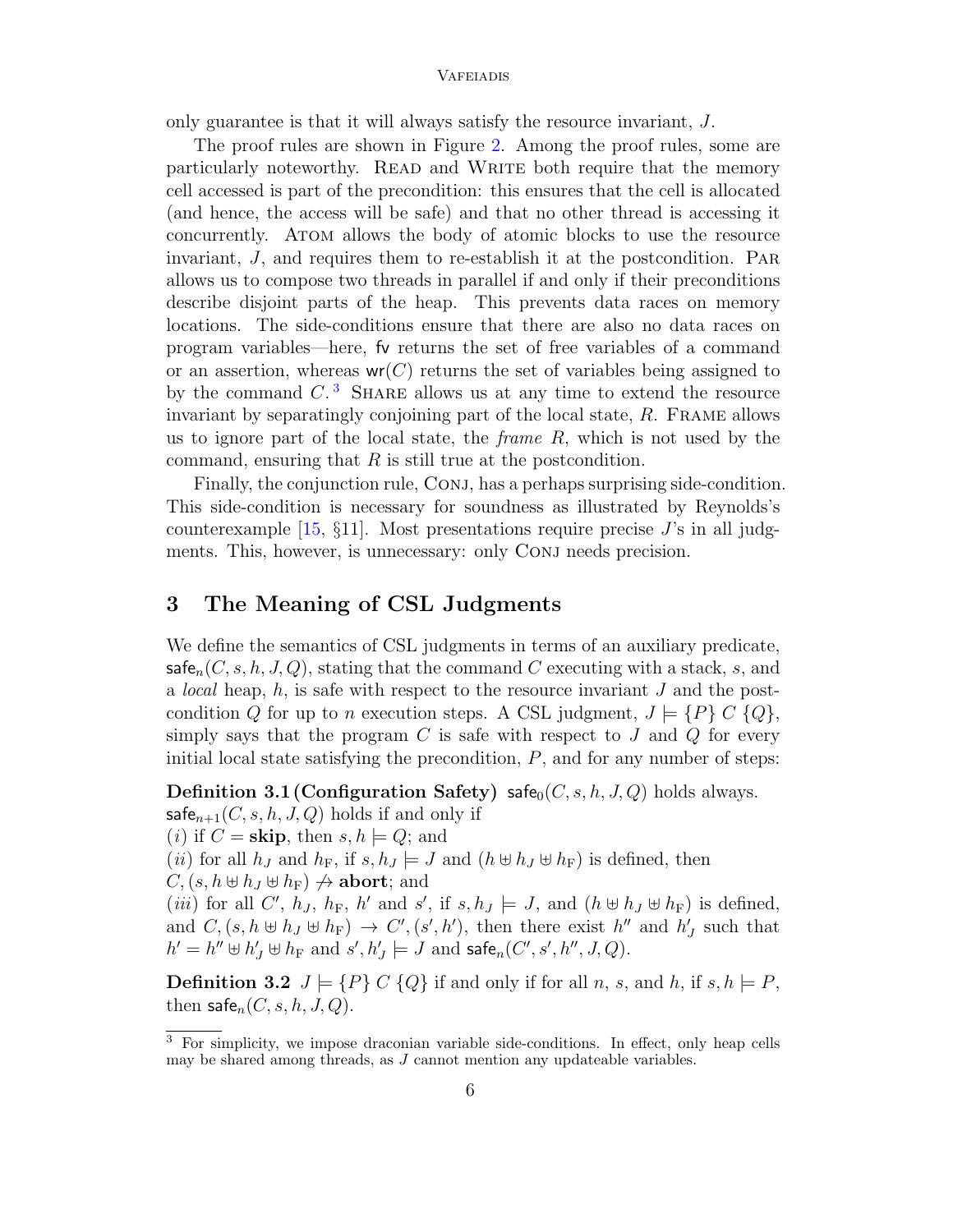only guarantee is that it will always satisfy the resource invariant, $J$.

The proof rules are shown in Figure 2. Among the proof rules, some are particularly noteworthy. READ and WRITE both require that the memory cell accessed is part of the precondition: this ensures that the cell is allocated (and hence, the access will be safe) and that no other thread is accessing it concurrently. ATOM allows the body of atomic blocks to use the resource invariant, $J$, and requires them to re-establish it at the postcondition. PAR allows us to compose two threads in parallel if and only if their preconditions describe disjoint parts of the heap. This prevents data races on memory locations. The side-conditions ensure that there are also no data races on program variables—here, $\mathsf{fv}$ returns the set of free variables of a command or an assertion, whereas $\mathsf{wr}(C)$ returns the set of variables being assigned to by the command $C$.[3] SHARE allows us at any time to extend the resource invariant by separatingly conjoining part of the local state, $R$. FRAME allows us to ignore part of the local state, the *frame* $R$, which is not used by the command, ensuring that $R$ is still true at the postcondition.

Finally, the conjunction rule, CONJ, has a perhaps surprising side-condition. This side-condition is necessary for soundness as illustrated by Reynolds's counterexample [15, §11]. Most presentations require precise $J$'s in all judgments. This, however, is unnecessary: only CONJ needs precision.

## 3 The Meaning of CSL Judgments

We define the semantics of CSL judgments in terms of an auxiliary predicate, $\mathsf{safe}_n(C, s, h, J, Q)$, stating that the command $C$ executing with a stack, $s$, and a *local* heap, $h$, is safe with respect to the resource invariant $J$ and the postcondition $Q$ for up to $n$ execution steps. A CSL judgment, $J \models \{P\}\ C\ \{Q\}$, simply says that the program $C$ is safe with respect to $J$ and $Q$ for every initial local state satisfying the precondition, $P$, and for any number of steps:

**Definition 3.1 (Configuration Safety)** $\mathsf{safe}_0(C, s, h, J, Q)$ holds always. $\mathsf{safe}_{n+1}(C, s, h, J, Q)$ holds if and only if
($i$) if $C = \mathbf{skip}$, then $s, h \models Q$; and
($ii$) for all $h_J$ and $h_\mathrm{F}$, if $s, h_J \models J$ and $(h \uplus h_J \uplus h_\mathrm{F})$ is defined, then $C, (s, h \uplus h_J \uplus h_\mathrm{F}) \not\to \mathbf{abort}$; and
($iii$) for all $C'$, $h_J$, $h_\mathrm{F}$, $h'$ and $s'$, if $s, h_J \models J$, and $(h \uplus h_J \uplus h_\mathrm{F})$ is defined, and $C, (s, h \uplus h_J \uplus h_\mathrm{F}) \to C', (s', h')$, then there exist $h''$ and $h'_J$ such that $h' = h'' \uplus h'_J \uplus h_\mathrm{F}$ and $s', h'_J \models J$ and $\mathsf{safe}_n(C', s', h'', J, Q)$.

**Definition 3.2** $J \models \{P\}\ C\ \{Q\}$ if and only if for all $n$, $s$, and $h$, if $s, h \models P$, then $\mathsf{safe}_n(C, s, h, J, Q)$.

[3] For simplicity, we impose draconian variable side-conditions. In effect, only heap cells may be shared among threads, as $J$ cannot mention any updateable variables.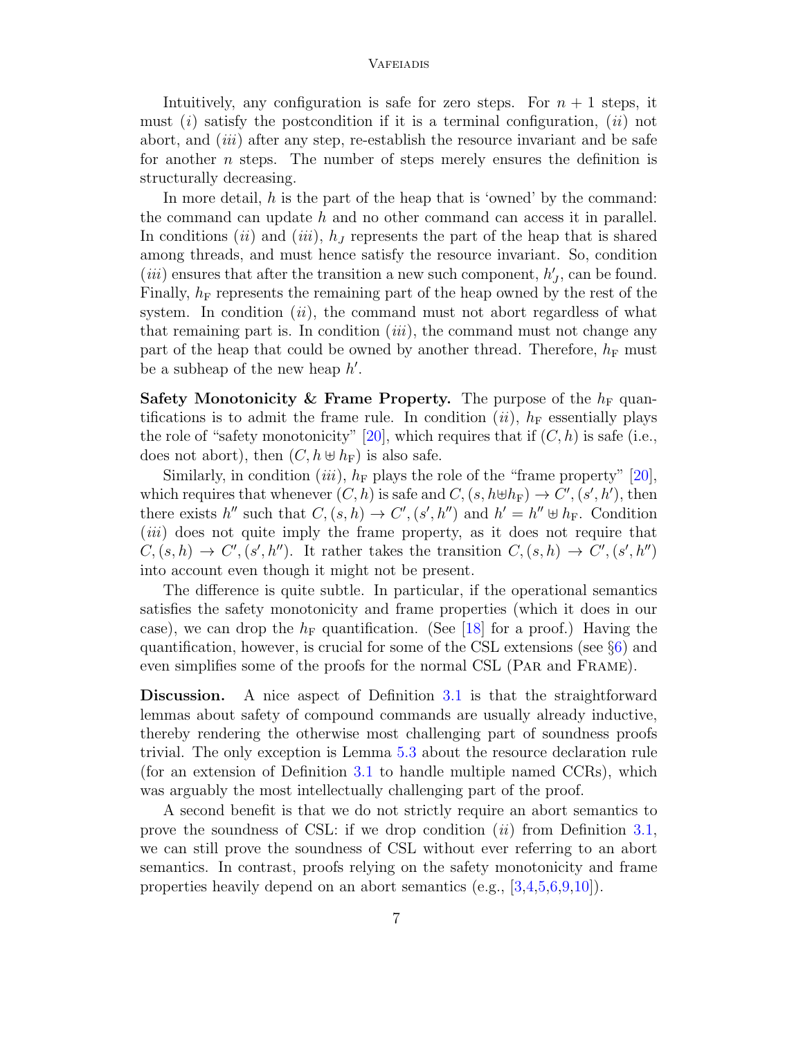Intuitively, any configuration is safe for zero steps. For $n+1$ steps, it must $(i)$ satisfy the postcondition if it is a terminal configuration, $(ii)$ not abort, and $(iii)$ after any step, re-establish the resource invariant and be safe for another $n$ steps. The number of steps merely ensures the definition is structurally decreasing.

In more detail, $h$ is the part of the heap that is 'owned' by the command: the command can update $h$ and no other command can access it in parallel. In conditions $(ii)$ and $(iii)$, $h_J$ represents the part of the heap that is shared among threads, and must hence satisfy the resource invariant. So, condition $(iii)$ ensures that after the transition a new such component, $h'_J$, can be found. Finally, $h_\mathrm{F}$ represents the remaining part of the heap owned by the rest of the system. In condition $(ii)$, the command must not abort regardless of what that remaining part is. In condition $(iii)$, the command must not change any part of the heap that could be owned by another thread. Therefore, $h_\mathrm{F}$ must be a subheap of the new heap $h'$.

**Safety Monotonicity & Frame Property.** The purpose of the $h_\mathrm{F}$ quantifications is to admit the frame rule. In condition $(ii)$, $h_\mathrm{F}$ essentially plays the role of "safety monotonicity" [20], which requires that if $(C, h)$ is safe (i.e., does not abort), then $(C, h \uplus h_\mathrm{F})$ is also safe.

Similarly, in condition $(iii)$, $h_\mathrm{F}$ plays the role of the "frame property" [20], which requires that whenever $(C, h)$ is safe and $C, (s, h \uplus h_\mathrm{F}) \to C', (s', h')$, then there exists $h''$ such that $C, (s, h) \to C', (s', h'')$ and $h' = h'' \uplus h_\mathrm{F}$. Condition $(iii)$ does not quite imply the frame property, as it does not require that $C, (s, h) \to C', (s', h'')$. It rather takes the transition $C, (s, h) \to C', (s', h'')$ into account even though it might not be present.

The difference is quite subtle. In particular, if the operational semantics satisfies the safety monotonicity and frame properties (which it does in our case), we can drop the $h_\mathrm{F}$ quantification. (See [18] for a proof.) Having the quantification, however, is crucial for some of the CSL extensions (see §6) and even simplifies some of the proofs for the normal CSL (Par and Frame).

**Discussion.** A nice aspect of Definition 3.1 is that the straightforward lemmas about safety of compound commands are usually already inductive, thereby rendering the otherwise most challenging part of soundness proofs trivial. The only exception is Lemma 5.3 about the resource declaration rule (for an extension of Definition 3.1 to handle multiple named CCRs), which was arguably the most intellectually challenging part of the proof.

A second benefit is that we do not strictly require an abort semantics to prove the soundness of CSL: if we drop condition $(ii)$ from Definition 3.1, we can still prove the soundness of CSL without ever referring to an abort semantics. In contrast, proofs relying on the safety monotonicity and frame properties heavily depend on an abort semantics (e.g., [3,4,5,6,9,10]).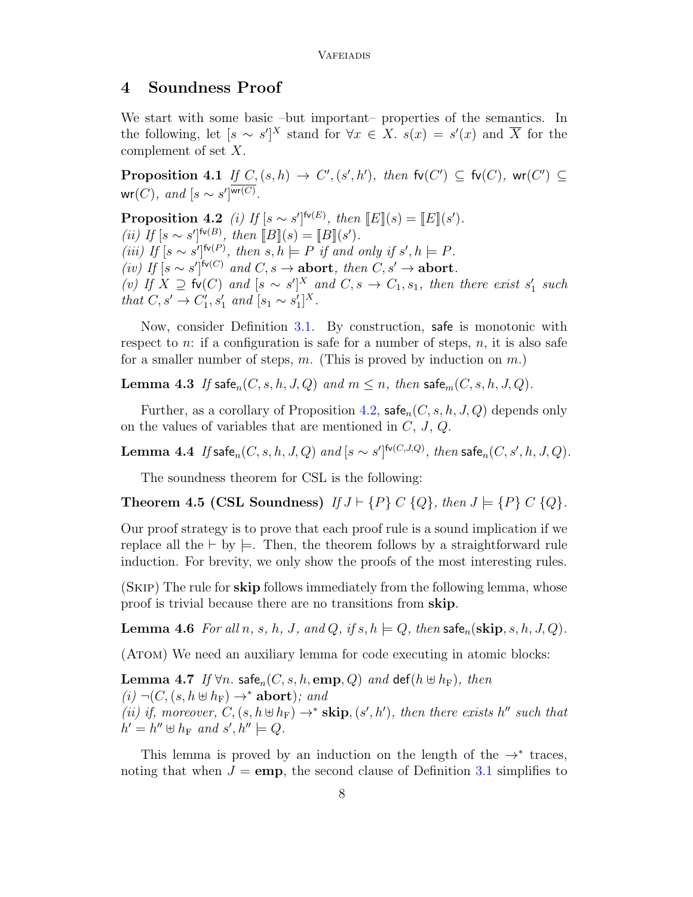## 4 Soundness Proof

We start with some basic –but important– properties of the semantics. In the following, let $[s \sim s']^X$ stand for $\forall x \in X.\ s(x) = s'(x)$ and $\overline{X}$ for the complement of set $X$.

**Proposition 4.1** *If $C, (s, h) \to C', (s', h')$, then $\mathsf{fv}(C') \subseteq \mathsf{fv}(C)$, $\mathsf{wr}(C') \subseteq \mathsf{wr}(C)$, and $[s \sim s']^{\overline{\mathsf{wr}(C)}}$.*

**Proposition 4.2** *(i) If $[s \sim s']^{\mathsf{fv}(E)}$, then $[\![E]\!](s) = [\![E]\!](s')$.*
*(ii) If $[s \sim s']^{\mathsf{fv}(B)}$, then $[\![B]\!](s) = [\![B]\!](s')$.*
*(iii) If $[s \sim s']^{\mathsf{fv}(P)}$, then $s, h \models P$ if and only if $s', h \models P$.*
*(iv) If $[s \sim s']^{\mathsf{fv}(C)}$ and $C, s \to$ **abort**, then $C, s' \to$ **abort**.*
*(v) If $X \supseteq \mathsf{fv}(C)$ and $[s \sim s']^X$ and $C, s \to C_1, s_1$, then there exist $s_1'$ such that $C, s' \to C_1', s_1'$ and $[s_1 \sim s_1']^X$.*

Now, consider Definition 3.1. By construction, $\mathsf{safe}$ is monotonic with respect to $n$: if a configuration is safe for a number of steps, $n$, it is also safe for a smaller number of steps, $m$. (This is proved by induction on $m$.)

**Lemma 4.3** *If $\mathsf{safe}_n(C, s, h, J, Q)$ and $m \leq n$, then $\mathsf{safe}_m(C, s, h, J, Q)$.*

Further, as a corollary of Proposition 4.2, $\mathsf{safe}_n(C, s, h, J, Q)$ depends only on the values of variables that are mentioned in $C$, $J$, $Q$.

**Lemma 4.4** *If $\mathsf{safe}_n(C, s, h, J, Q)$ and $[s \sim s']^{\mathsf{fv}(C,J,Q)}$, then $\mathsf{safe}_n(C, s', h, J, Q)$.*

The soundness theorem for CSL is the following:

**Theorem 4.5 (CSL Soundness)** *If $J \vdash \{P\}\ C\ \{Q\}$, then $J \models \{P\}\ C\ \{Q\}$.*

Our proof strategy is to prove that each proof rule is a sound implication if we replace all the $\vdash$ by $\models$. Then, the theorem follows by a straightforward rule induction. For brevity, we only show the proofs of the most interesting rules.

(Skip) The rule for **skip** follows immediately from the following lemma, whose proof is trivial because there are no transitions from **skip**.

**Lemma 4.6** *For all $n$, $s$, $h$, $J$, and $Q$, if $s, h \models Q$, then $\mathsf{safe}_n(\textbf{skip}, s, h, J, Q)$.*

(Atom) We need an auxiliary lemma for code executing in atomic blocks:

**Lemma 4.7** *If $\forall n.\ \mathsf{safe}_n(C, s, h, \textbf{emp}, Q)$ and $\mathsf{def}(h \uplus h_{\mathrm{F}})$, then*
*(i) $\neg(C, (s, h \uplus h_{\mathrm{F}}) \to^* \textbf{abort})$; and*
*(ii) if, moreover, $C, (s, h \uplus h_{\mathrm{F}}) \to^* \textbf{skip}, (s', h')$, then there exists $h''$ such that $h' = h'' \uplus h_{\mathrm{F}}$ and $s', h'' \models Q$.*

This lemma is proved by an induction on the length of the $\to^*$ traces, noting that when $J = \textbf{emp}$, the second clause of Definition 3.1 simplifies to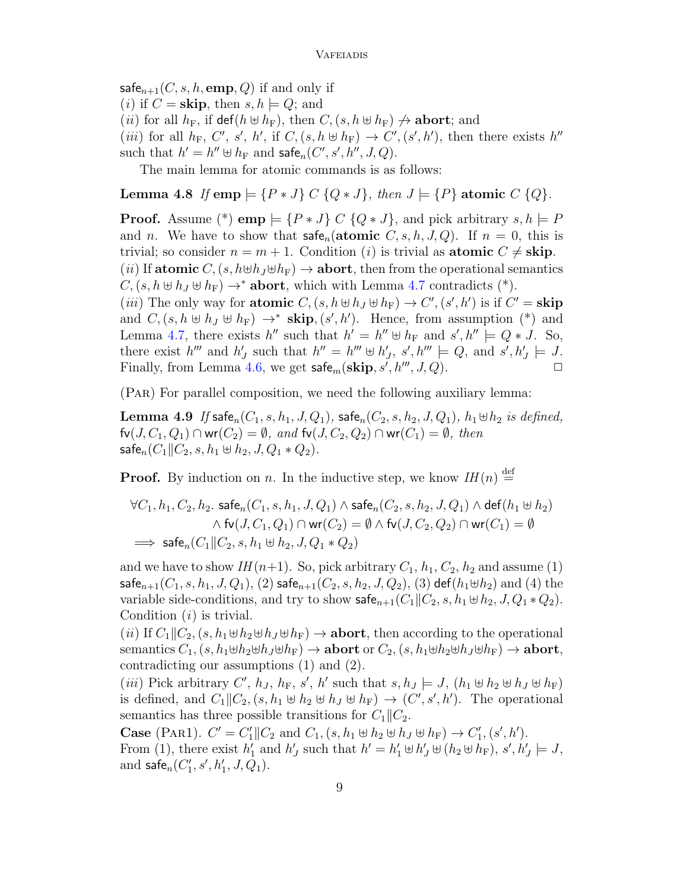$\mathsf{safe}_{n+1}(C, s, h, \mathbf{emp}, Q)$ if and only if
$(i)$ if $C = \mathbf{skip}$, then $s, h \models Q$; and
$(ii)$ for all $h_\mathrm{F}$, if $\mathsf{def}(h \uplus h_\mathrm{F})$, then $C, (s, h \uplus h_\mathrm{F}) \not\to \mathbf{abort}$; and
$(iii)$ for all $h_\mathrm{F}$, $C'$, $s'$, $h'$, if $C, (s, h \uplus h_\mathrm{F}) \to C', (s', h')$, then there exists $h''$ such that $h' = h'' \uplus h_\mathrm{F}$ and $\mathsf{safe}_n(C', s', h'', J, Q)$.

The main lemma for atomic commands is as follows:

**Lemma 4.8** *If* $\mathbf{emp} \models \{P * J\}\ C\ \{Q * J\}$*, then* $J \models \{P\}\ \mathbf{atomic}\ C\ \{Q\}$.

**Proof.** Assume (\*) $\mathbf{emp} \models \{P * J\}\ C\ \{Q * J\}$, and pick arbitrary $s, h \models P$ and $n$. We have to show that $\mathsf{safe}_n(\mathbf{atomic}\ C, s, h, J, Q)$. If $n = 0$, this is trivial; so consider $n = m + 1$. Condition $(i)$ is trivial as $\mathbf{atomic}\ C \neq \mathbf{skip}$.
$(ii)$ If $\mathbf{atomic}\ C, (s, h \uplus h_J \uplus h_\mathrm{F}) \to \mathbf{abort}$, then from the operational semantics $C, (s, h \uplus h_J \uplus h_\mathrm{F}) \to^* \mathbf{abort}$, which with Lemma 4.7 contradicts (\*).
$(iii)$ The only way for $\mathbf{atomic}\ C, (s, h \uplus h_J \uplus h_\mathrm{F}) \to C', (s', h')$ is if $C' = \mathbf{skip}$ and $C, (s, h \uplus h_J \uplus h_\mathrm{F}) \to^* \mathbf{skip}, (s', h')$. Hence, from assumption (\*) and Lemma 4.7, there exists $h''$ such that $h' = h'' \uplus h_\mathrm{F}$ and $s', h'' \models Q * J$. So, there exist $h'''$ and $h'_J$ such that $h'' = h''' \uplus h'_J$, $s', h''' \models Q$, and $s', h'_J \models J$. Finally, from Lemma 4.6, we get $\mathsf{safe}_m(\mathbf{skip}, s', h''', J, Q)$. $\square$

(Par) For parallel composition, we need the following auxiliary lemma:

**Lemma 4.9** *If* $\mathsf{safe}_n(C_1, s, h_1, J, Q_1)$*,* $\mathsf{safe}_n(C_2, s, h_2, J, Q_1)$*,* $h_1 \uplus h_2$ *is defined,* $\mathsf{fv}(J, C_1, Q_1) \cap \mathsf{wr}(C_2) = \emptyset$*, and* $\mathsf{fv}(J, C_2, Q_2) \cap \mathsf{wr}(C_1) = \emptyset$*, then* $\mathsf{safe}_n(C_1 \| C_2, s, h_1 \uplus h_2, J, Q_1 * Q_2)$.

**Proof.** By induction on $n$. In the inductive step, we know $IH(n) \stackrel{\text{def}}{=}$

$$\begin{aligned}
&\forall C_1, h_1, C_2, h_2.\ \mathsf{safe}_n(C_1, s, h_1, J, Q_1) \wedge \mathsf{safe}_n(C_2, s, h_2, J, Q_1) \wedge \mathsf{def}(h_1 \uplus h_2) \\
&\qquad\qquad \wedge \mathsf{fv}(J, C_1, Q_1) \cap \mathsf{wr}(C_2) = \emptyset \wedge \mathsf{fv}(J, C_2, Q_2) \cap \mathsf{wr}(C_1) = \emptyset \\
&\implies \mathsf{safe}_n(C_1 \| C_2, s, h_1 \uplus h_2, J, Q_1 * Q_2)
\end{aligned}$$

and we have to show $IH(n{+}1)$. So, pick arbitrary $C_1$, $h_1$, $C_2$, $h_2$ and assume (1) $\mathsf{safe}_{n+1}(C_1, s, h_1, J, Q_1)$, (2) $\mathsf{safe}_{n+1}(C_2, s, h_2, J, Q_2)$, (3) $\mathsf{def}(h_1 \uplus h_2)$ and (4) the variable side-conditions, and try to show $\mathsf{safe}_{n+1}(C_1 \| C_2, s, h_1 \uplus h_2, J, Q_1 * Q_2)$. Condition $(i)$ is trivial.
$(ii)$ If $C_1 \| C_2, (s, h_1 \uplus h_2 \uplus h_J \uplus h_\mathrm{F}) \to \mathbf{abort}$, then according to the operational semantics $C_1, (s, h_1 \uplus h_2 \uplus h_J \uplus h_\mathrm{F}) \to \mathbf{abort}$ or $C_2, (s, h_1 \uplus h_2 \uplus h_J \uplus h_\mathrm{F}) \to \mathbf{abort}$, contradicting our assumptions (1) and (2).
$(iii)$ Pick arbitrary $C'$, $h_J$, $h_\mathrm{F}$, $s'$, $h'$ such that $s, h_J \models J$, $(h_1 \uplus h_2 \uplus h_J \uplus h_\mathrm{F})$ is defined, and $C_1 \| C_2, (s, h_1 \uplus h_2 \uplus h_J \uplus h_\mathrm{F}) \to (C', s', h')$. The operational semantics has three possible transitions for $C_1 \| C_2$.
**Case** (Par1). $C' = C'_1 \| C_2$ and $C_1, (s, h_1 \uplus h_2 \uplus h_J \uplus h_\mathrm{F}) \to C'_1, (s', h')$. From (1), there exist $h'_1$ and $h'_J$ such that $h' = h'_1 \uplus h'_J \uplus (h_2 \uplus h_\mathrm{F})$, $s', h'_J \models J$, and $\mathsf{safe}_n(C'_1, s', h'_1, J, Q_1)$.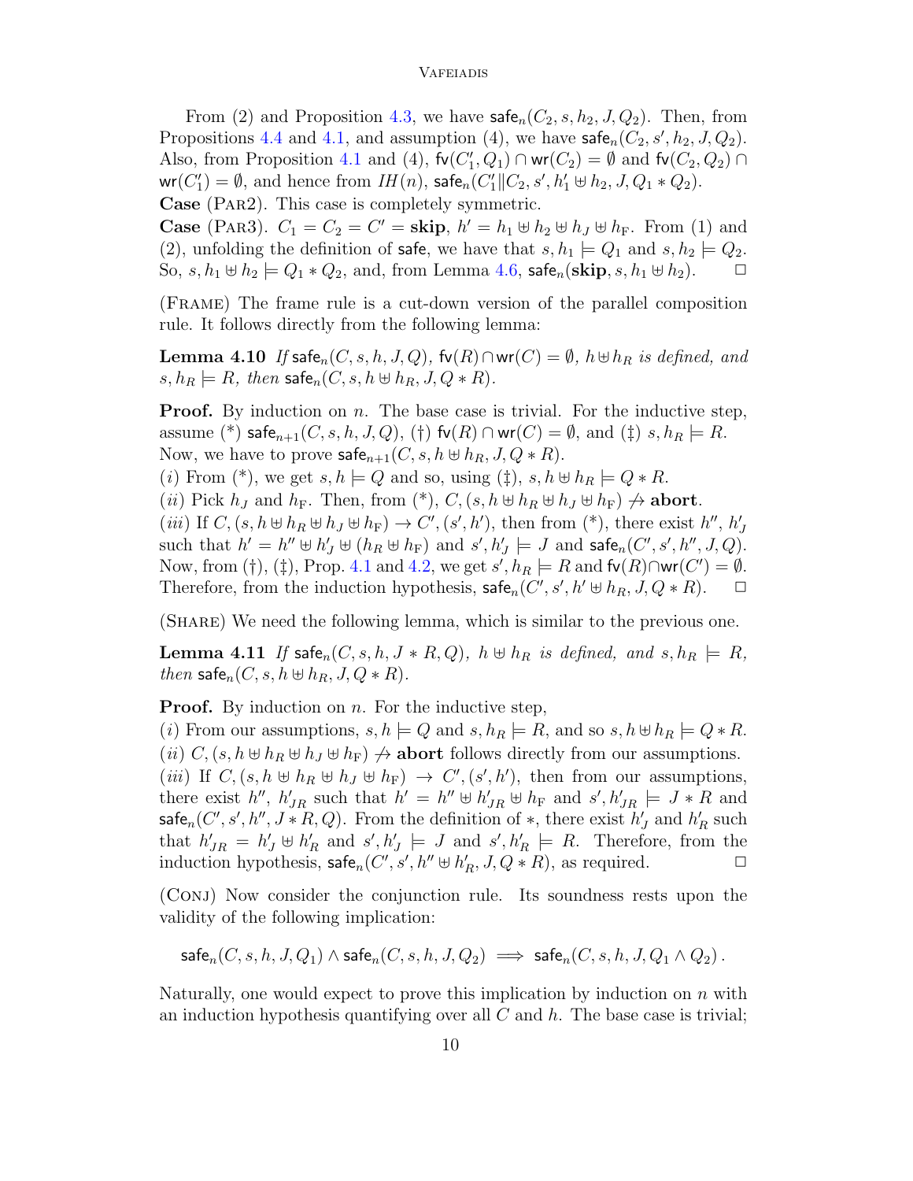From (2) and Proposition 4.3, we have $\mathsf{safe}_n(C_2, s, h_2, J, Q_2)$. Then, from Propositions 4.4 and 4.1, and assumption (4), we have $\mathsf{safe}_n(C_2, s', h_2, J, Q_2)$. Also, from Proposition 4.1 and (4), $\mathsf{fv}(C_1', Q_1) \cap \mathsf{wr}(C_2) = \emptyset$ and $\mathsf{fv}(C_2, Q_2) \cap \mathsf{wr}(C_1') = \emptyset$, and hence from $IH(n)$, $\mathsf{safe}_n(C_1' \| C_2, s', h_1' \uplus h_2, J, Q_1 * Q_2)$.

**Case** (Par2). This case is completely symmetric.

**Case** (Par3). $C_1 = C_2 = C' = \mathbf{skip}$, $h' = h_1 \uplus h_2 \uplus h_J \uplus h_\mathrm{F}$. From (1) and (2), unfolding the definition of $\mathsf{safe}$, we have that $s, h_1 \models Q_1$ and $s, h_2 \models Q_2$. So, $s, h_1 \uplus h_2 \models Q_1 * Q_2$, and, from Lemma 4.6, $\mathsf{safe}_n(\mathbf{skip}, s, h_1 \uplus h_2)$. $\square$

(Frame) The frame rule is a cut-down version of the parallel composition rule. It follows directly from the following lemma:

**Lemma 4.10** *If* $\mathsf{safe}_n(C, s, h, J, Q)$, $\mathsf{fv}(R) \cap \mathsf{wr}(C) = \emptyset$, $h \uplus h_R$ *is defined, and* $s, h_R \models R$, *then* $\mathsf{safe}_n(C, s, h \uplus h_R, J, Q * R)$.

**Proof.** By induction on $n$. The base case is trivial. For the inductive step, assume (\*) $\mathsf{safe}_{n+1}(C, s, h, J, Q)$, (†) $\mathsf{fv}(R) \cap \mathsf{wr}(C) = \emptyset$, and (‡) $s, h_R \models R$. Now, we have to prove $\mathsf{safe}_{n+1}(C, s, h \uplus h_R, J, Q * R)$.

($i$) From (\*), we get $s, h \models Q$ and so, using (‡), $s, h \uplus h_R \models Q * R$.

($ii$) Pick $h_J$ and $h_\mathrm{F}$. Then, from (\*), $C, (s, h \uplus h_R \uplus h_J \uplus h_\mathrm{F}) \not\to \mathbf{abort}$.

($iii$) If $C, (s, h \uplus h_R \uplus h_J \uplus h_\mathrm{F}) \to C', (s', h')$, then from (\*), there exist $h''$, $h_J'$ such that $h' = h'' \uplus h_J' \uplus (h_R \uplus h_\mathrm{F})$ and $s', h_J' \models J$ and $\mathsf{safe}_n(C', s', h'', J, Q)$. Now, from (†), (‡), Prop. 4.1 and 4.2, we get $s', h_R \models R$ and $\mathsf{fv}(R) \cap \mathsf{wr}(C') = \emptyset$. Therefore, from the induction hypothesis, $\mathsf{safe}_n(C', s', h' \uplus h_R, J, Q * R)$. $\square$

(Share) We need the following lemma, which is similar to the previous one.

**Lemma 4.11** *If* $\mathsf{safe}_n(C, s, h, J * R, Q)$, $h \uplus h_R$ *is defined, and* $s, h_R \models R$, *then* $\mathsf{safe}_n(C, s, h \uplus h_R, J, Q * R)$.

**Proof.** By induction on $n$. For the inductive step,

($i$) From our assumptions, $s, h \models Q$ and $s, h_R \models R$, and so $s, h \uplus h_R \models Q * R$.

($ii$) $C, (s, h \uplus h_R \uplus h_J \uplus h_\mathrm{F}) \not\to \mathbf{abort}$ follows directly from our assumptions.

($iii$) If $C, (s, h \uplus h_R \uplus h_J \uplus h_\mathrm{F}) \to C', (s', h')$, then from our assumptions, there exist $h''$, $h_{JR}'$ such that $h' = h'' \uplus h_{JR}' \uplus h_\mathrm{F}$ and $s', h_{JR}' \models J * R$ and $\mathsf{safe}_n(C', s', h'', J * R, Q)$. From the definition of $*$, there exist $h_J'$ and $h_R'$ such that $h_{JR}' = h_J' \uplus h_R'$ and $s', h_J' \models J$ and $s', h_R' \models R$. Therefore, from the induction hypothesis, $\mathsf{safe}_n(C', s', h'' \uplus h_R', J, Q * R)$, as required. $\square$

(Conj) Now consider the conjunction rule. Its soundness rests upon the validity of the following implication:

$$\mathsf{safe}_n(C, s, h, J, Q_1) \wedge \mathsf{safe}_n(C, s, h, J, Q_2) \implies \mathsf{safe}_n(C, s, h, J, Q_1 \wedge Q_2)\,.$$

Naturally, one would expect to prove this implication by induction on $n$ with an induction hypothesis quantifying over all $C$ and $h$. The base case is trivial;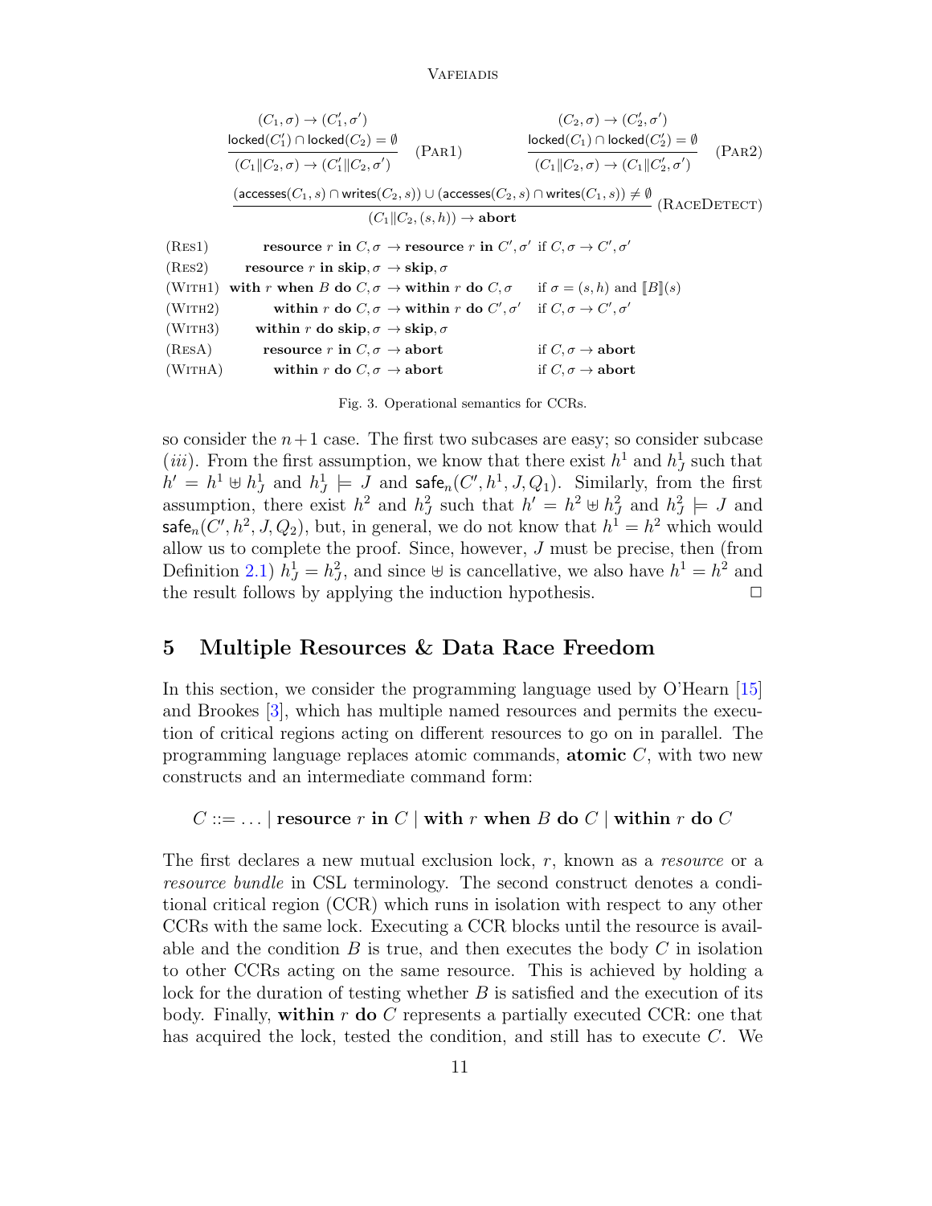$$\frac{(C_1, \sigma) \to (C_1', \sigma') \quad \mathsf{locked}(C_1') \cap \mathsf{locked}(C_2) = \emptyset}{(C_1 \| C_2, \sigma) \to (C_1' \| C_2, \sigma')} \ (\textsc{Par1}) \qquad \frac{(C_2, \sigma) \to (C_2', \sigma') \quad \mathsf{locked}(C_1) \cap \mathsf{locked}(C_2') = \emptyset}{(C_1 \| C_2, \sigma) \to (C_1 \| C_2', \sigma')} \ (\textsc{Par2})$$

$$\frac{(\mathsf{accesses}(C_1, s) \cap \mathsf{writes}(C_2, s)) \cup (\mathsf{accesses}(C_2, s) \cap \mathsf{writes}(C_1, s)) \neq \emptyset}{(C_1 \| C_2, (s, h)) \to \mathbf{abort}} \ (\textsc{RaceDetect})$$

| | | |
|---|---|---|
| (Res1) | **resource** $r$ **in** $C, \sigma \to$ **resource** $r$ **in** $C', \sigma'$ | if $C, \sigma \to C', \sigma'$ |
| (Res2) | **resource** $r$ **in skip**, $\sigma \to$ **skip**, $\sigma$ | |
| (With1) | **with** $r$ **when** $B$ **do** $C, \sigma \to$ **within** $r$ **do** $C, \sigma$ | if $\sigma = (s, h)$ and $[\![B]\!](s)$ |
| (With2) | **within** $r$ **do** $C, \sigma \to$ **within** $r$ **do** $C', \sigma'$ | if $C, \sigma \to C', \sigma'$ |
| (With3) | **within** $r$ **do skip**, $\sigma \to$ **skip**, $\sigma$ | |
| (ResA) | **resource** $r$ **in** $C, \sigma \to$ **abort** | if $C, \sigma \to$ **abort** |
| (WithA) | **within** $r$ **do** $C, \sigma \to$ **abort** | if $C, \sigma \to$ **abort** |

Fig. 3. Operational semantics for CCRs.

so consider the $n+1$ case. The first two subcases are easy; so consider subcase $(iii)$. From the first assumption, we know that there exist $h^1$ and $h^1_J$ such that $h' = h^1 \uplus h^1_J$ and $h^1_J \models J$ and $\mathsf{safe}_n(C', h^1, J, Q_1)$. Similarly, from the first assumption, there exist $h^2$ and $h^2_J$ such that $h' = h^2 \uplus h^2_J$ and $h^2_J \models J$ and $\mathsf{safe}_n(C', h^2, J, Q_2)$, but, in general, we do not know that $h^1 = h^2$ which would allow us to complete the proof. Since, however, $J$ must be precise, then (from Definition 2.1) $h^1_J = h^2_J$, and since $\uplus$ is cancellative, we also have $h^1 = h^2$ and the result follows by applying the induction hypothesis. □

## 5 Multiple Resources & Data Race Freedom

In this section, we consider the programming language used by O'Hearn [15] and Brookes [3], which has multiple named resources and permits the execution of critical regions acting on different resources to go on in parallel. The programming language replaces atomic commands, **atomic** $C$, with two new constructs and an intermediate command form:

$$C ::= \ldots \mid \mathbf{resource}\ r\ \mathbf{in}\ C \mid \mathbf{with}\ r\ \mathbf{when}\ B\ \mathbf{do}\ C \mid \mathbf{within}\ r\ \mathbf{do}\ C$$

The first declares a new mutual exclusion lock, $r$, known as a *resource* or a *resource bundle* in CSL terminology. The second construct denotes a conditional critical region (CCR) which runs in isolation with respect to any other CCRs with the same lock. Executing a CCR blocks until the resource is available and the condition $B$ is true, and then executes the body $C$ in isolation to other CCRs acting on the same resource. This is achieved by holding a lock for the duration of testing whether $B$ is satisfied and the execution of its body. Finally, **within** $r$ **do** $C$ represents a partially executed CCR: one that has acquired the lock, tested the condition, and still has to execute $C$. We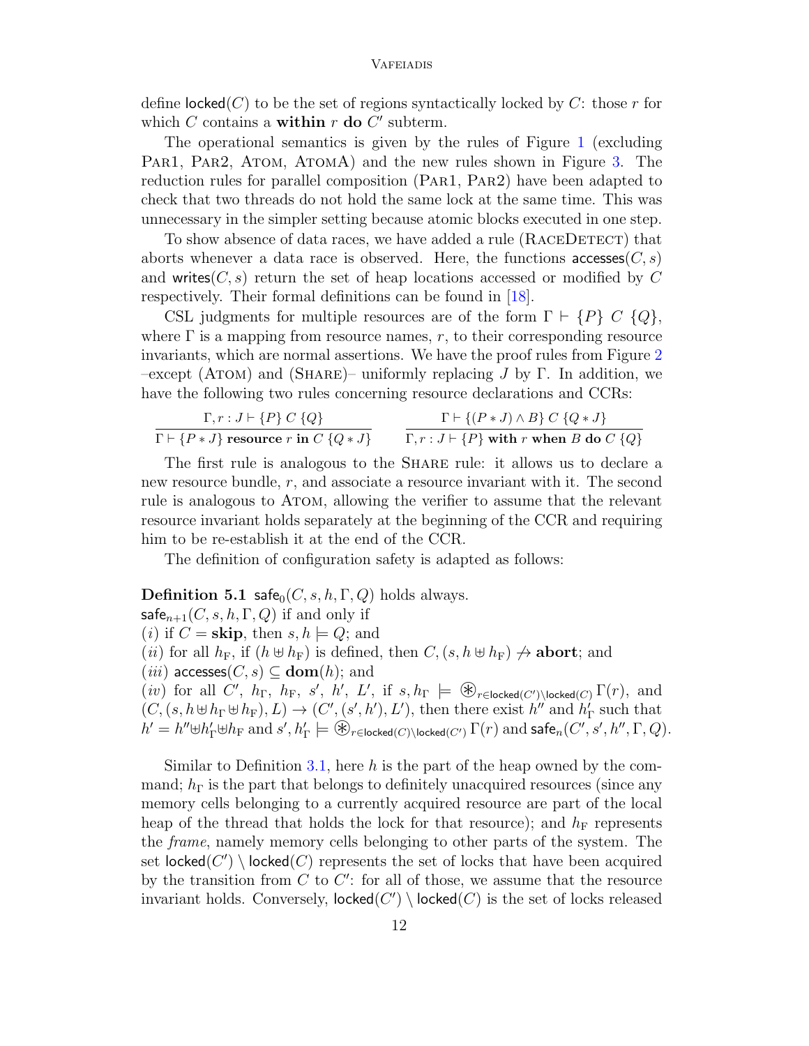define $\mathsf{locked}(C)$ to be the set of regions syntactically locked by $C$: those $r$ for which $C$ contains a **within** $r$ **do** $C'$ subterm.

The operational semantics is given by the rules of Figure 1 (excluding Par1, Par2, Atom, AtomA) and the new rules shown in Figure 3. The reduction rules for parallel composition (Par1, Par2) have been adapted to check that two threads do not hold the same lock at the same time. This was unnecessary in the simpler setting because atomic blocks executed in one step.

To show absence of data races, we have added a rule (RaceDetect) that aborts whenever a data race is observed. Here, the functions $\mathsf{accesses}(C, s)$ and $\mathsf{writes}(C, s)$ return the set of heap locations accessed or modified by $C$ respectively. Their formal definitions can be found in [18].

CSL judgments for multiple resources are of the form $\Gamma \vdash \{P\}\ C\ \{Q\}$, where $\Gamma$ is a mapping from resource names, $r$, to their corresponding resource invariants, which are normal assertions. We have the proof rules from Figure 2 –except (Atom) and (Share)– uniformly replacing $J$ by $\Gamma$. In addition, we have the following two rules concerning resource declarations and CCRs:

$$\frac{\Gamma, r : J \vdash \{P\}\ C\ \{Q\}}{\Gamma \vdash \{P * J\}\ \textbf{resource}\ r\ \textbf{in}\ C\ \{Q * J\}} \qquad \frac{\Gamma \vdash \{(P * J) \wedge B\}\ C\ \{Q * J\}}{\Gamma, r : J \vdash \{P\}\ \textbf{with}\ r\ \textbf{when}\ B\ \textbf{do}\ C\ \{Q\}}$$

The first rule is analogous to the Share rule: it allows us to declare a new resource bundle, $r$, and associate a resource invariant with it. The second rule is analogous to Atom, allowing the verifier to assume that the relevant resource invariant holds separately at the beginning of the CCR and requiring him to be re-establish it at the end of the CCR.

The definition of configuration safety is adapted as follows:

**Definition 5.1** $\mathsf{safe}_0(C, s, h, \Gamma, Q)$ holds always.
$\mathsf{safe}_{n+1}(C, s, h, \Gamma, Q)$ if and only if
$(i)$ if $C = \textbf{skip}$, then $s, h \models Q$; and
$(ii)$ for all $h_{\mathrm{F}}$, if $(h \uplus h_{\mathrm{F}})$ is defined, then $C, (s, h \uplus h_{\mathrm{F}}) \not\to \textbf{abort}$; and
$(iii)$ $\mathsf{accesses}(C, s) \subseteq \mathbf{dom}(h)$; and
$(iv)$ for all $C'$, $h_\Gamma$, $h_{\mathrm{F}}$, $s'$, $h'$, $L'$, if $s, h_\Gamma \models \circledast_{r \in \mathsf{locked}(C') \setminus \mathsf{locked}(C)} \Gamma(r)$, and $(C, (s, h \uplus h_\Gamma \uplus h_{\mathrm{F}}), L) \to (C', (s', h'), L')$, then there exist $h''$ and $h'_\Gamma$ such that $h' = h'' \uplus h'_\Gamma \uplus h_{\mathrm{F}}$ and $s', h'_\Gamma \models \circledast_{r \in \mathsf{locked}(C) \setminus \mathsf{locked}(C')} \Gamma(r)$ and $\mathsf{safe}_n(C', s', h'', \Gamma, Q)$.

Similar to Definition 3.1, here $h$ is the part of the heap owned by the command; $h_\Gamma$ is the part that belongs to definitely unacquired resources (since any memory cells belonging to a currently acquired resource are part of the local heap of the thread that holds the lock for that resource); and $h_{\mathrm{F}}$ represents the *frame*, namely memory cells belonging to other parts of the system. The set $\mathsf{locked}(C') \setminus \mathsf{locked}(C)$ represents the set of locks that have been acquired by the transition from $C$ to $C'$: for all of those, we assume that the resource invariant holds. Conversely, $\mathsf{locked}(C') \setminus \mathsf{locked}(C)$ is the set of locks released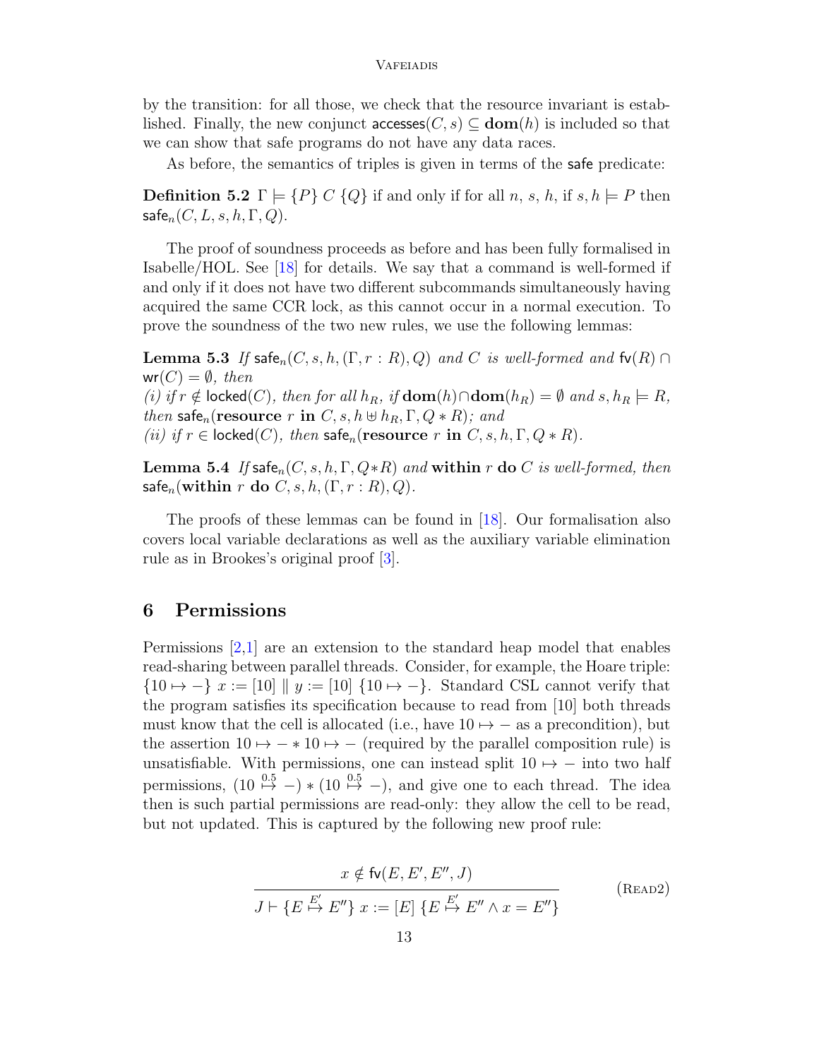by the transition: for all those, we check that the resource invariant is established. Finally, the new conjunct $\mathsf{accesses}(C, s) \subseteq \mathbf{dom}(h)$ is included so that we can show that safe programs do not have any data races.

As before, the semantics of triples is given in terms of the $\mathsf{safe}$ predicate:

**Definition 5.2** $\Gamma \models \{P\}\ C\ \{Q\}$ if and only if for all $n$, $s$, $h$, if $s, h \models P$ then $\mathsf{safe}_n(C, L, s, h, \Gamma, Q)$.

The proof of soundness proceeds as before and has been fully formalised in Isabelle/HOL. See [18] for details. We say that a command is well-formed if and only if it does not have two different subcommands simultaneously having acquired the same CCR lock, as this cannot occur in a normal execution. To prove the soundness of the two new rules, we use the following lemmas:

**Lemma 5.3** *If* $\mathsf{safe}_n(C, s, h, (\Gamma, r : R), Q)$ *and* $C$ *is well-formed and* $\mathsf{fv}(R) \cap \mathsf{wr}(C) = \emptyset$, *then*
*(i) if* $r \notin \mathsf{locked}(C)$, *then for all* $h_R$, *if* $\mathbf{dom}(h) \cap \mathbf{dom}(h_R) = \emptyset$ *and* $s, h_R \models R$, *then* $\mathsf{safe}_n(\mathbf{resource}\ r\ \mathbf{in}\ C, s, h \uplus h_R, \Gamma, Q * R)$; *and*
*(ii) if* $r \in \mathsf{locked}(C)$, *then* $\mathsf{safe}_n(\mathbf{resource}\ r\ \mathbf{in}\ C, s, h, \Gamma, Q * R)$.

**Lemma 5.4** *If* $\mathsf{safe}_n(C, s, h, \Gamma, Q{*}R)$ *and* $\mathbf{within}\ r\ \mathbf{do}\ C$ *is well-formed, then* $\mathsf{safe}_n(\mathbf{within}\ r\ \mathbf{do}\ C, s, h, (\Gamma, r : R), Q)$.

The proofs of these lemmas can be found in [18]. Our formalisation also covers local variable declarations as well as the auxiliary variable elimination rule as in Brookes's original proof [3].

## 6 Permissions

Permissions [2,1] are an extension to the standard heap model that enables read-sharing between parallel threads. Consider, for example, the Hoare triple: $\{10 \mapsto -\}\ x := [10] \parallel y := [10]\ \{10 \mapsto -\}$. Standard CSL cannot verify that the program satisfies its specification because to read from [10] both threads must know that the cell is allocated (i.e., have $10 \mapsto -$ as a precondition), but the assertion $10 \mapsto - * 10 \mapsto -$ (required by the parallel composition rule) is unsatisfiable. With permissions, one can instead split $10 \mapsto -$ into two half permissions, $(10 \overset{0.5}{\mapsto} -) * (10 \overset{0.5}{\mapsto} -)$, and give one to each thread. The idea then is such partial permissions are read-only: they allow the cell to be read, but not updated. This is captured by the following new proof rule:

$$\frac{x \notin \mathsf{fv}(E, E', E'', J)}{J \vdash \{E \overset{E'}{\mapsto} E''\}\ x := [E]\ \{E \overset{E'}{\mapsto} E'' \land x = E''\}} \quad (\text{READ2})$$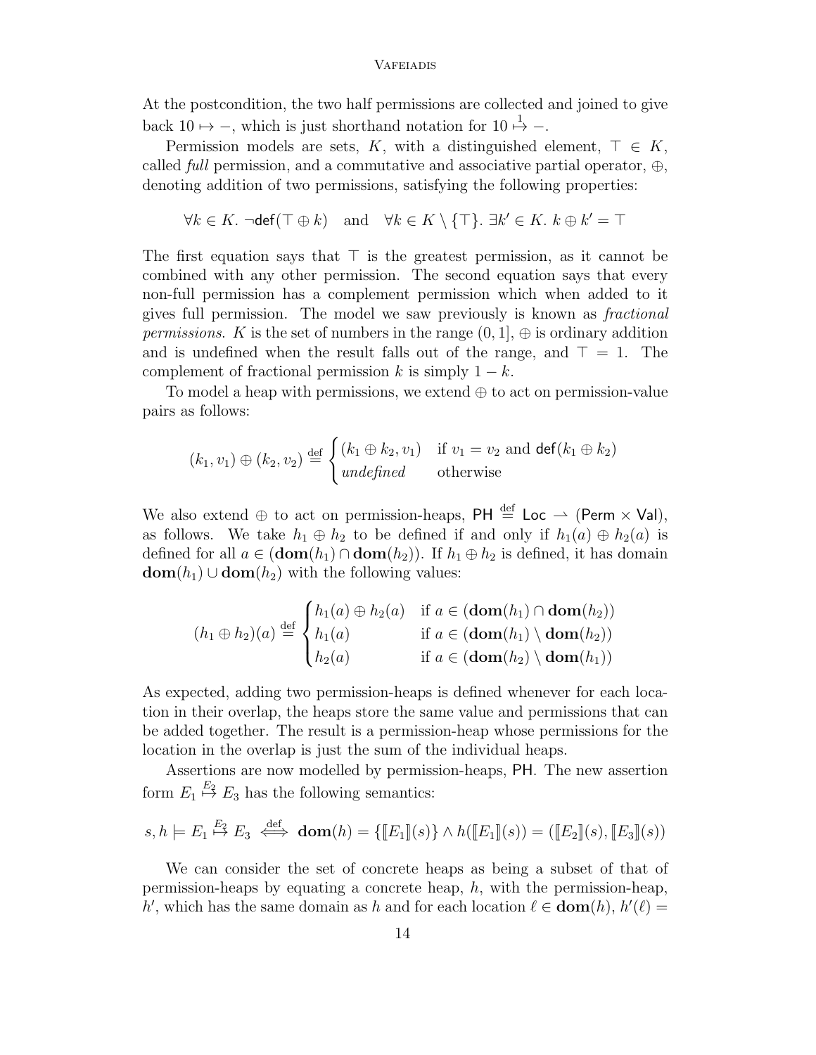At the postcondition, the two half permissions are collected and joined to give back $10 \mapsto -$, which is just shorthand notation for $10 \overset{1}{\mapsto} -$.

Permission models are sets, $K$, with a distinguished element, $\top \in K$, called *full* permission, and a commutative and associative partial operator, $\oplus$, denoting addition of two permissions, satisfying the following properties:

$$\forall k \in K.\ \neg\mathsf{def}(\top \oplus k) \quad \text{and} \quad \forall k \in K \setminus \{\top\}.\ \exists k' \in K.\ k \oplus k' = \top$$

The first equation says that $\top$ is the greatest permission, as it cannot be combined with any other permission. The second equation says that every non-full permission has a complement permission which when added to it gives full permission. The model we saw previously is known as *fractional permissions*. $K$ is the set of numbers in the range $(0, 1]$, $\oplus$ is ordinary addition and is undefined when the result falls out of the range, and $\top = 1$. The complement of fractional permission $k$ is simply $1 - k$.

To model a heap with permissions, we extend $\oplus$ to act on permission-value pairs as follows:

$$(k_1, v_1) \oplus (k_2, v_2) \stackrel{\text{def}}{=} \begin{cases} (k_1 \oplus k_2, v_1) & \text{if } v_1 = v_2 \text{ and } \mathsf{def}(k_1 \oplus k_2) \\ \textit{undefined} & \text{otherwise} \end{cases}$$

We also extend $\oplus$ to act on permission-heaps, $\mathsf{PH} \stackrel{\text{def}}{=} \mathsf{Loc} \rightharpoonup (\mathsf{Perm} \times \mathsf{Val})$, as follows. We take $h_1 \oplus h_2$ to be defined if and only if $h_1(a) \oplus h_2(a)$ is defined for all $a \in (\mathbf{dom}(h_1) \cap \mathbf{dom}(h_2))$. If $h_1 \oplus h_2$ is defined, it has domain $\mathbf{dom}(h_1) \cup \mathbf{dom}(h_2)$ with the following values:

$$(h_1 \oplus h_2)(a) \stackrel{\text{def}}{=} \begin{cases} h_1(a) \oplus h_2(a) & \text{if } a \in (\mathbf{dom}(h_1) \cap \mathbf{dom}(h_2)) \\ h_1(a) & \text{if } a \in (\mathbf{dom}(h_1) \setminus \mathbf{dom}(h_2)) \\ h_2(a) & \text{if } a \in (\mathbf{dom}(h_2) \setminus \mathbf{dom}(h_1)) \end{cases}$$

As expected, adding two permission-heaps is defined whenever for each location in their overlap, the heaps store the same value and permissions that can be added together. The result is a permission-heap whose permissions for the location in the overlap is just the sum of the individual heaps.

Assertions are now modelled by permission-heaps, $\mathsf{PH}$. The new assertion form $E_1 \overset{E_2}{\mapsto} E_3$ has the following semantics:

$$s, h \models E_1 \overset{E_2}{\mapsto} E_3 \stackrel{\text{def}}{\iff} \mathbf{dom}(h) = \{[\![E_1]\!](s)\} \wedge h([\![E_1]\!](s)) = ([\![E_2]\!](s), [\![E_3]\!](s))$$

We can consider the set of concrete heaps as being a subset of that of permission-heaps by equating a concrete heap, $h$, with the permission-heap, $h'$, which has the same domain as $h$ and for each location $\ell \in \mathbf{dom}(h)$, $h'(\ell) =$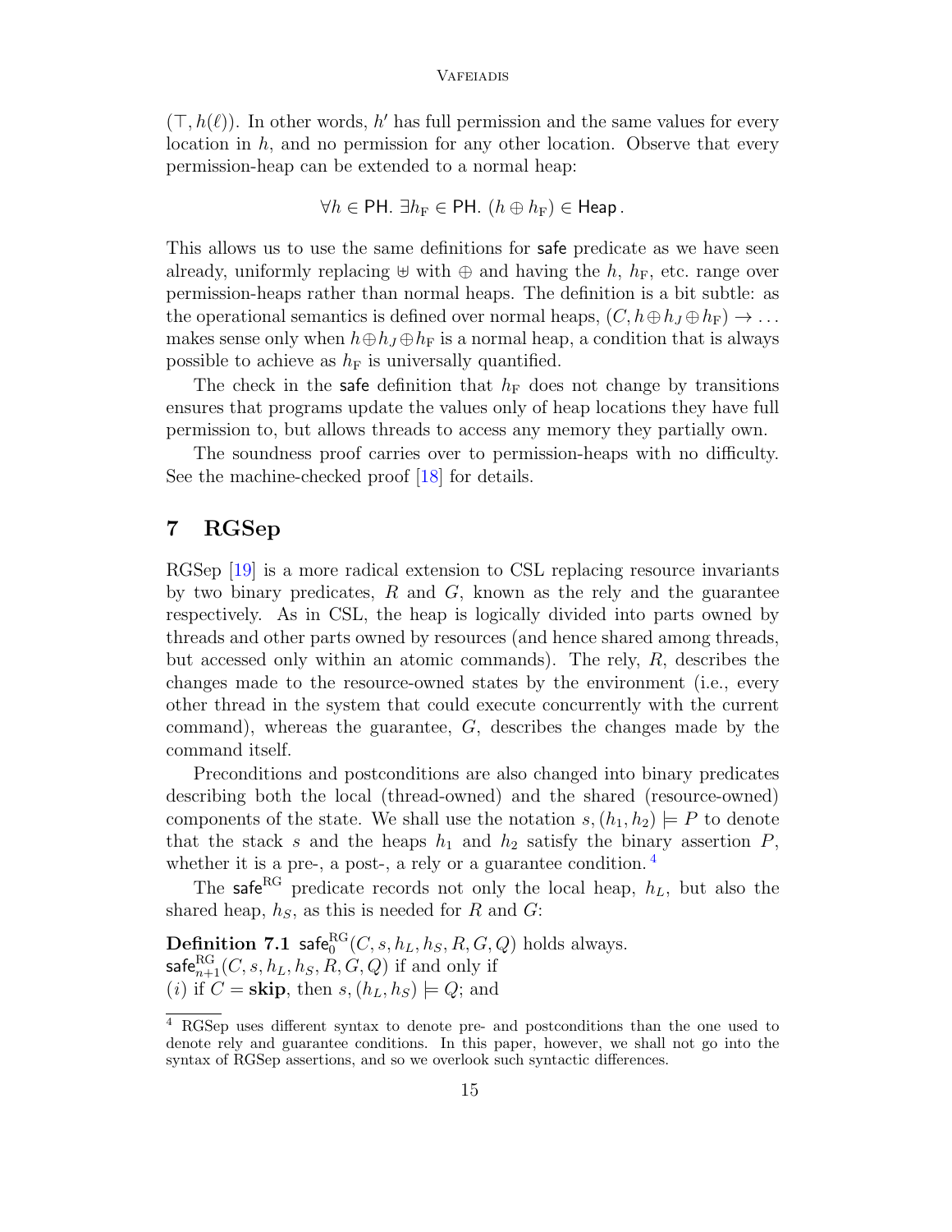$(\top, h(\ell))$. In other words, $h'$ has full permission and the same values for every location in $h$, and no permission for any other location. Observe that every permission-heap can be extended to a normal heap:

$$\forall h \in \mathsf{PH}.\ \exists h_{\mathrm{F}} \in \mathsf{PH}.\ (h \oplus h_{\mathrm{F}}) \in \mathsf{Heap}\,.$$

This allows us to use the same definitions for $\mathsf{safe}$ predicate as we have seen already, uniformly replacing $\uplus$ with $\oplus$ and having the $h$, $h_{\mathrm{F}}$, etc. range over permission-heaps rather than normal heaps. The definition is a bit subtle: as the operational semantics is defined over normal heaps, $(C, h \oplus h_J \oplus h_{\mathrm{F}}) \to \ldots$ makes sense only when $h \oplus h_J \oplus h_{\mathrm{F}}$ is a normal heap, a condition that is always possible to achieve as $h_{\mathrm{F}}$ is universally quantified.

The check in the $\mathsf{safe}$ definition that $h_{\mathrm{F}}$ does not change by transitions ensures that programs update the values only of heap locations they have full permission to, but allows threads to access any memory they partially own.

The soundness proof carries over to permission-heaps with no difficulty. See the machine-checked proof [18] for details.

## 7 RGSep

RGSep [19] is a more radical extension to CSL replacing resource invariants by two binary predicates, $R$ and $G$, known as the rely and the guarantee respectively. As in CSL, the heap is logically divided into parts owned by threads and other parts owned by resources (and hence shared among threads, but accessed only within an atomic commands). The rely, $R$, describes the changes made to the resource-owned states by the environment (i.e., every other thread in the system that could execute concurrently with the current command), whereas the guarantee, $G$, describes the changes made by the command itself.

Preconditions and postconditions are also changed into binary predicates describing both the local (thread-owned) and the shared (resource-owned) components of the state. We shall use the notation $s, (h_1, h_2) \models P$ to denote that the stack $s$ and the heaps $h_1$ and $h_2$ satisfy the binary assertion $P$, whether it is a pre-, a post-, a rely or a guarantee condition. [4]

The $\mathsf{safe}^{\mathrm{RG}}$ predicate records not only the local heap, $h_L$, but also the shared heap, $h_S$, as this is needed for $R$ and $G$:

**Definition 7.1** $\mathsf{safe}^{\mathrm{RG}}_0(C, s, h_L, h_S, R, G, Q)$ holds always.
$\mathsf{safe}^{\mathrm{RG}}_{n+1}(C, s, h_L, h_S, R, G, Q)$ if and only if
$(i)$ if $C = \mathbf{skip}$, then $s, (h_L, h_S) \models Q$; and

[4] RGSep uses different syntax to denote pre- and postconditions than the one used to denote rely and guarantee conditions. In this paper, however, we shall not go into the syntax of RGSep assertions, and so we overlook such syntactic differences.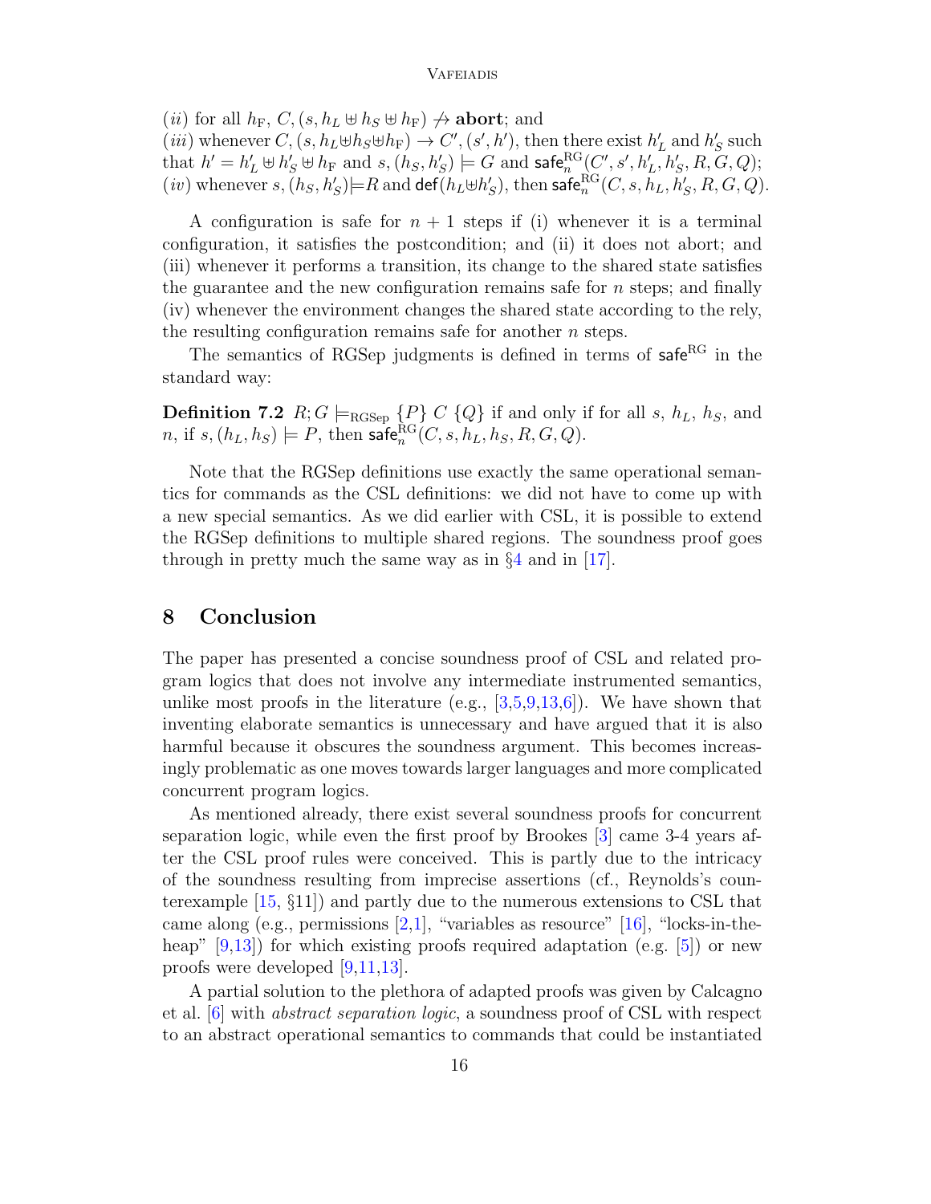$(ii)$ for all $h_F$, $C, (s, h_L \uplus h_S \uplus h_F) \not\to$ **abort**; and
$(iii)$ whenever $C, (s, h_L \uplus h_S \uplus h_F) \to C', (s', h')$, then there exist $h'_L$ and $h'_S$ such that $h' = h'_L \uplus h'_S \uplus h_F$ and $s, (h_S, h'_S) \models G$ and $\mathsf{safe}^{\mathrm{RG}}_n(C', s', h'_L, h'_S, R, G, Q)$;
$(iv)$ whenever $s, (h_S, h'_S) \models R$ and $\mathsf{def}(h_L \uplus h'_S)$, then $\mathsf{safe}^{\mathrm{RG}}_n(C, s, h_L, h'_S, R, G, Q)$.

A configuration is safe for $n + 1$ steps if (i) whenever it is a terminal configuration, it satisfies the postcondition; and (ii) it does not abort; and (iii) whenever it performs a transition, its change to the shared state satisfies the guarantee and the new configuration remains safe for $n$ steps; and finally (iv) whenever the environment changes the shared state according to the rely, the resulting configuration remains safe for another $n$ steps.

The semantics of RGSep judgments is defined in terms of $\mathsf{safe}^{\mathrm{RG}}$ in the standard way:

**Definition 7.2** $R; G \models_{\mathrm{RGSep}} \{P\}\ C\ \{Q\}$ if and only if for all $s$, $h_L$, $h_S$, and $n$, if $s, (h_L, h_S) \models P$, then $\mathsf{safe}^{\mathrm{RG}}_n(C, s, h_L, h_S, R, G, Q)$.

Note that the RGSep definitions use exactly the same operational semantics for commands as the CSL definitions: we did not have to come up with a new special semantics. As we did earlier with CSL, it is possible to extend the RGSep definitions to multiple shared regions. The soundness proof goes through in pretty much the same way as in §4 and in [17].

## 8 Conclusion

The paper has presented a concise soundness proof of CSL and related program logics that does not involve any intermediate instrumented semantics, unlike most proofs in the literature (e.g., [3,5,9,13,6]). We have shown that inventing elaborate semantics is unnecessary and have argued that it is also harmful because it obscures the soundness argument. This becomes increasingly problematic as one moves towards larger languages and more complicated concurrent program logics.

As mentioned already, there exist several soundness proofs for concurrent separation logic, while even the first proof by Brookes [3] came 3-4 years after the CSL proof rules were conceived. This is partly due to the intricacy of the soundness resulting from imprecise assertions (cf., Reynolds's counterexample [15, §11]) and partly due to the numerous extensions to CSL that came along (e.g., permissions [2,1], "variables as resource" [16], "locks-in-the-heap" [9,13]) for which existing proofs required adaptation (e.g. [5]) or new proofs were developed [9,11,13].

A partial solution to the plethora of adapted proofs was given by Calcagno et al. [6] with *abstract separation logic*, a soundness proof of CSL with respect to an abstract operational semantics to commands that could be instantiated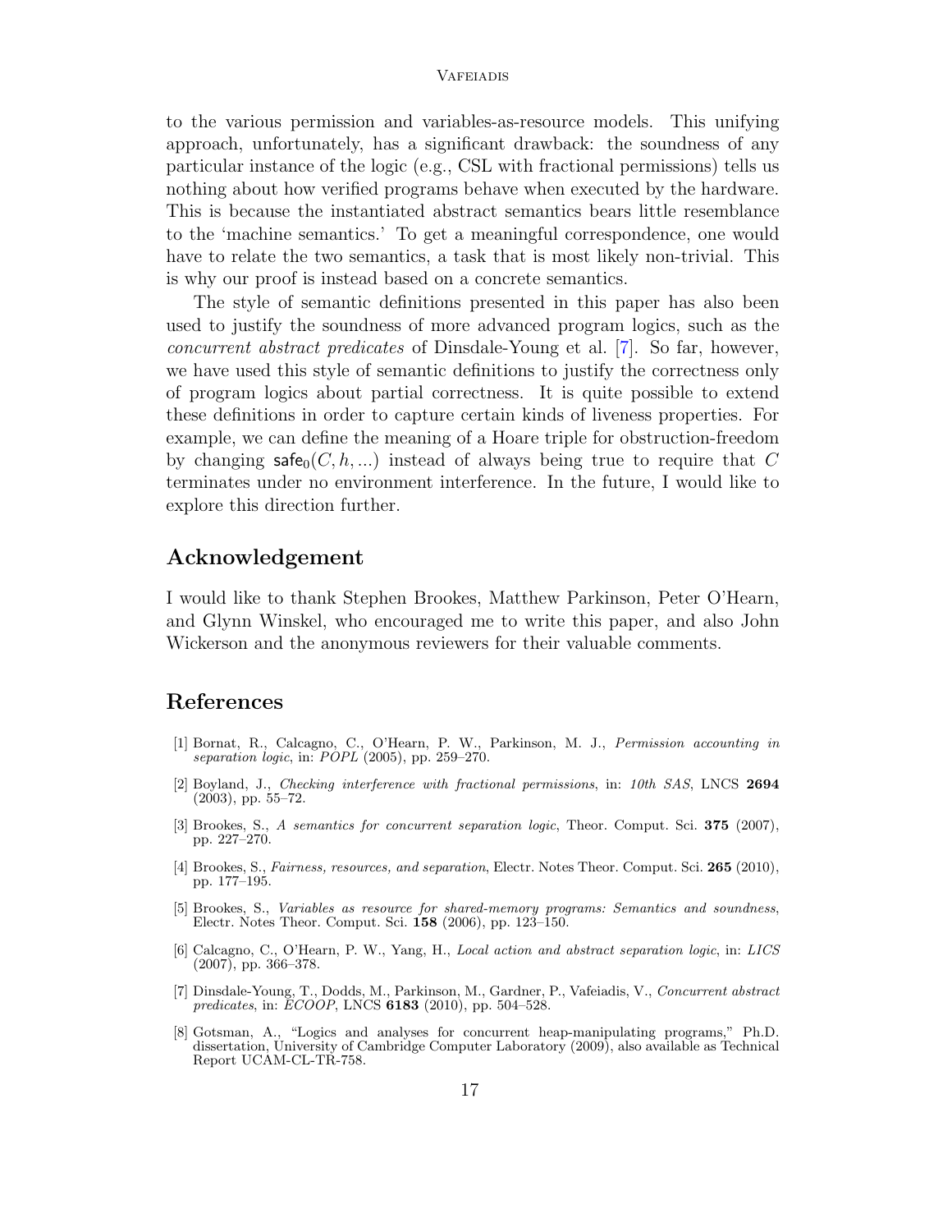to the various permission and variables-as-resource models. This unifying approach, unfortunately, has a significant drawback: the soundness of any particular instance of the logic (e.g., CSL with fractional permissions) tells us nothing about how verified programs behave when executed by the hardware. This is because the instantiated abstract semantics bears little resemblance to the 'machine semantics.' To get a meaningful correspondence, one would have to relate the two semantics, a task that is most likely non-trivial. This is why our proof is instead based on a concrete semantics.

The style of semantic definitions presented in this paper has also been used to justify the soundness of more advanced program logics, such as the *concurrent abstract predicates* of Dinsdale-Young et al. [7]. So far, however, we have used this style of semantic definitions to justify the correctness only of program logics about partial correctness. It is quite possible to extend these definitions in order to capture certain kinds of liveness properties. For example, we can define the meaning of a Hoare triple for obstruction-freedom by changing $\mathsf{safe}_0(C, h, ...)$ instead of always being true to require that $C$ terminates under no environment interference. In the future, I would like to explore this direction further.

## Acknowledgement

I would like to thank Stephen Brookes, Matthew Parkinson, Peter O'Hearn, and Glynn Winskel, who encouraged me to write this paper, and also John Wickerson and the anonymous reviewers for their valuable comments.

## References

[1] Bornat, R., Calcagno, C., O'Hearn, P. W., Parkinson, M. J., *Permission accounting in separation logic*, in: *POPL* (2005), pp. 259–270.

[2] Boyland, J., *Checking interference with fractional permissions*, in: *10th SAS*, LNCS **2694** (2003), pp. 55–72.

[3] Brookes, S., *A semantics for concurrent separation logic*, Theor. Comput. Sci. **375** (2007), pp. 227–270.

[4] Brookes, S., *Fairness, resources, and separation*, Electr. Notes Theor. Comput. Sci. **265** (2010), pp. 177–195.

[5] Brookes, S., *Variables as resource for shared-memory programs: Semantics and soundness*, Electr. Notes Theor. Comput. Sci. **158** (2006), pp. 123–150.

[6] Calcagno, C., O'Hearn, P. W., Yang, H., *Local action and abstract separation logic*, in: *LICS* (2007), pp. 366–378.

[7] Dinsdale-Young, T., Dodds, M., Parkinson, M., Gardner, P., Vafeiadis, V., *Concurrent abstract predicates*, in: *ECOOP*, LNCS **6183** (2010), pp. 504–528.

[8] Gotsman, A., "Logics and analyses for concurrent heap-manipulating programs," Ph.D. dissertation, University of Cambridge Computer Laboratory (2009), also available as Technical Report UCAM-CL-TR-758.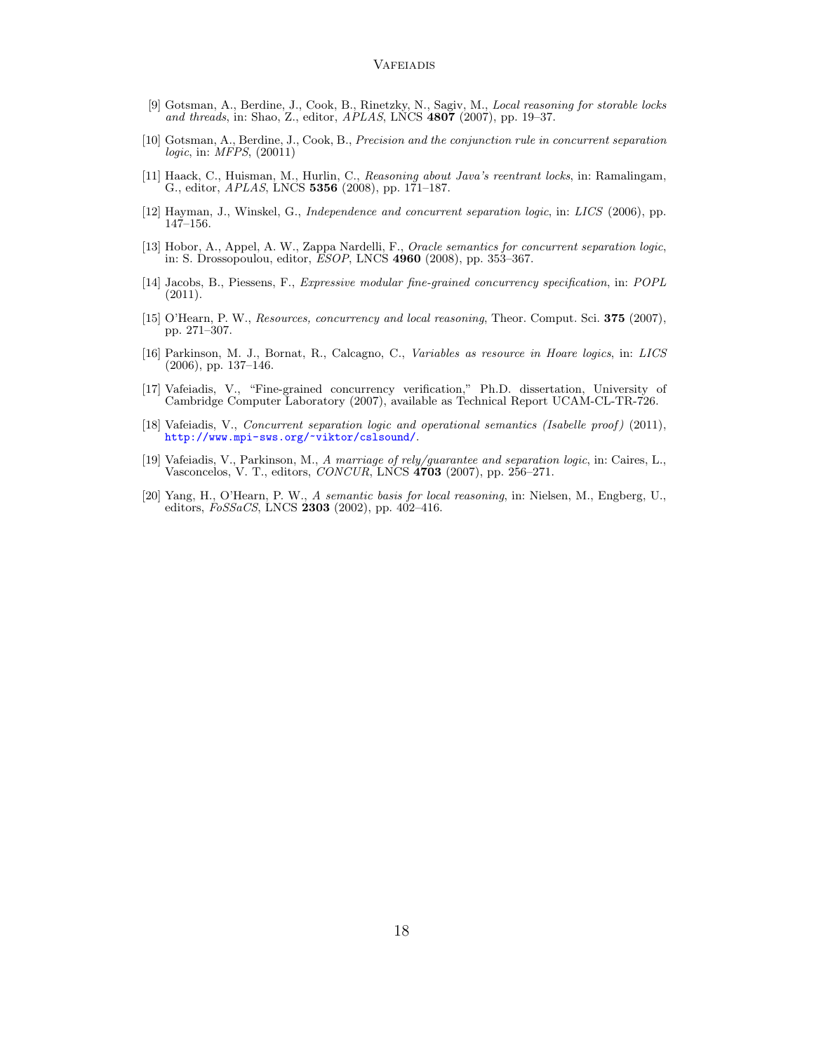[9] Gotsman, A., Berdine, J., Cook, B., Rinetzky, N., Sagiv, M., *Local reasoning for storable locks and threads*, in: Shao, Z., editor, *APLAS*, LNCS **4807** (2007), pp. 19–37.

[10] Gotsman, A., Berdine, J., Cook, B., *Precision and the conjunction rule in concurrent separation logic*, in: *MFPS*, (20011)

[11] Haack, C., Huisman, M., Hurlin, C., *Reasoning about Java's reentrant locks*, in: Ramalingam, G., editor, *APLAS*, LNCS **5356** (2008), pp. 171–187.

[12] Hayman, J., Winskel, G., *Independence and concurrent separation logic*, in: *LICS* (2006), pp. 147–156.

[13] Hobor, A., Appel, A. W., Zappa Nardelli, F., *Oracle semantics for concurrent separation logic*, in: S. Drossopoulou, editor, *ESOP*, LNCS **4960** (2008), pp. 353–367.

[14] Jacobs, B., Piessens, F., *Expressive modular fine-grained concurrency specification*, in: *POPL* (2011).

[15] O'Hearn, P. W., *Resources, concurrency and local reasoning*, Theor. Comput. Sci. **375** (2007), pp. 271–307.

[16] Parkinson, M. J., Bornat, R., Calcagno, C., *Variables as resource in Hoare logics*, in: *LICS* (2006), pp. 137–146.

[17] Vafeiadis, V., "Fine-grained concurrency verification," Ph.D. dissertation, University of Cambridge Computer Laboratory (2007), available as Technical Report UCAM-CL-TR-726.

[18] Vafeiadis, V., *Concurrent separation logic and operational semantics (Isabelle proof)* (2011), http://www.mpi-sws.org/~viktor/cslsound/.

[19] Vafeiadis, V., Parkinson, M., *A marriage of rely/guarantee and separation logic*, in: Caires, L., Vasconcelos, V. T., editors, *CONCUR*, LNCS **4703** (2007), pp. 256–271.

[20] Yang, H., O'Hearn, P. W., *A semantic basis for local reasoning*, in: Nielsen, M., Engberg, U., editors, *FoSSaCS*, LNCS **2303** (2002), pp. 402–416.